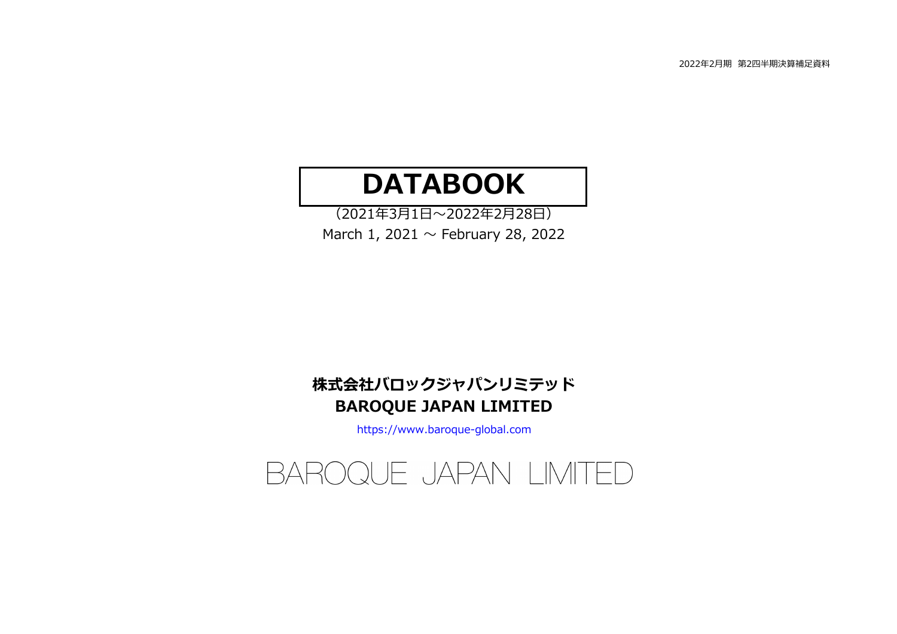2022年2月期 第2四半期決算補足資料

# DATABOOK

（2021年3月1日～2022年2月28日）

March 1, 2021 ～ February 28, 2022

**株式会社バロックジャパンリミテッド**
**BAROQUE JAPAN LIMITED**

https://www.baroque-global.com

BAROQUE JAPAN LIMITED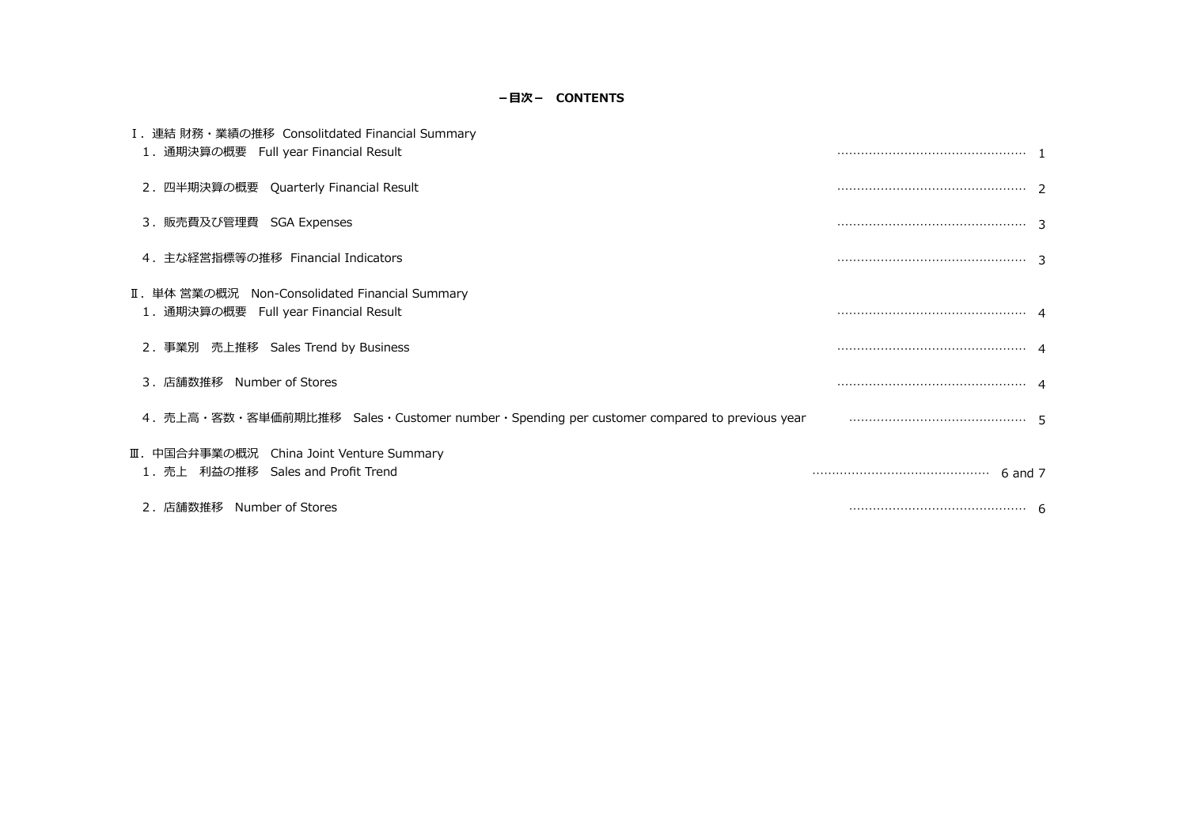# －目次－　CONTENTS

| | |
|---|---|
| Ⅰ. 連結 財務・業績の推移　Consolitdated Financial Summary | |
| 1．通期決算の概要　Full year Financial Result | 1 |
| 2．四半期決算の概要　Quarterly Financial Result | 2 |
| 3．販売費及び管理費　SGA Expenses | 3 |
| 4．主な経営指標等の推移　Financial Indicators | 3 |
| Ⅱ. 単体 営業の概況　Non-Consolidated Financial Summary | |
| 1．通期決算の概要　Full year Financial Result | 4 |
| 2．事業別　売上推移　Sales Trend by Business | 4 |
| 3．店舗数推移　Number of Stores | 4 |
| 4．売上高・客数・客単価前期比推移　Sales・Customer number・Spending per customer compared to previous year | 5 |
| Ⅲ. 中国合弁事業の概況　China Joint Venture Summary | |
| 1．売上　利益の推移　Sales and Profit Trend | 6 and 7 |
| 2．店舗数推移　Number of Stores | 6 |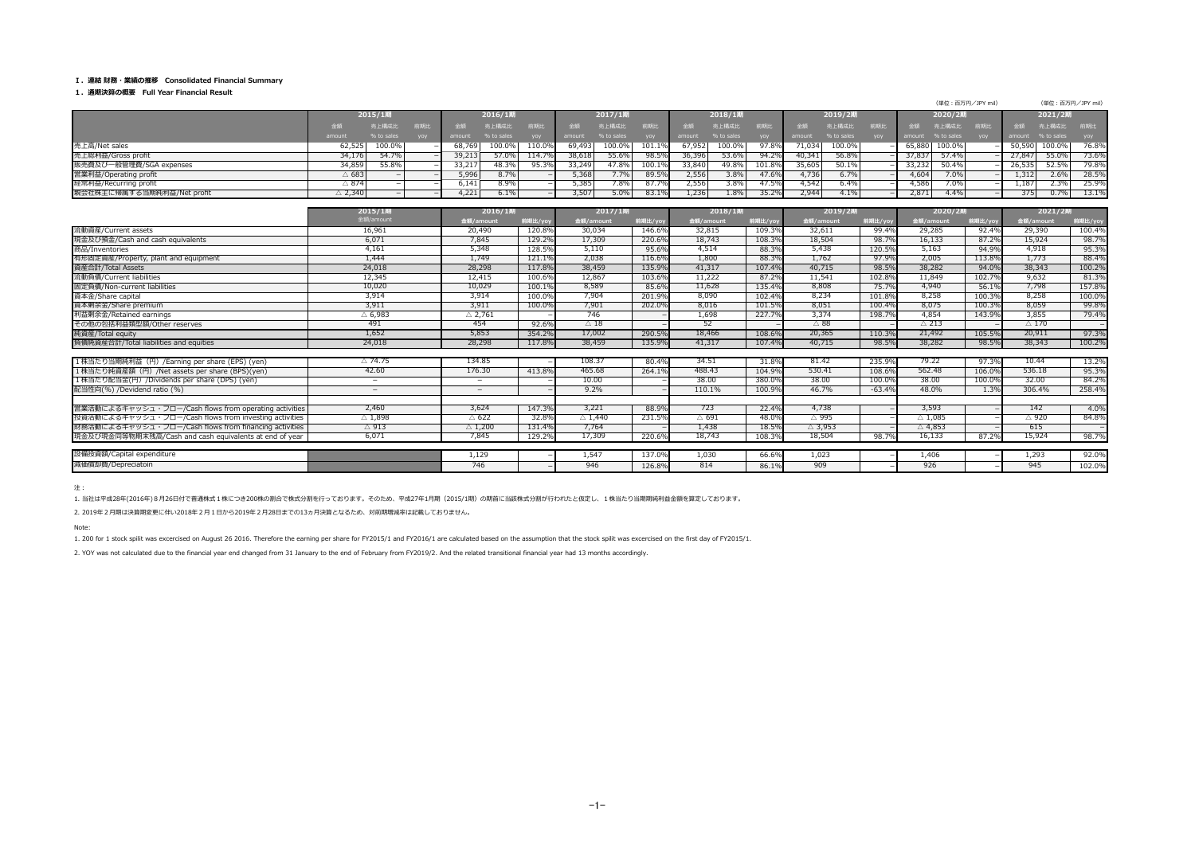**Ⅰ. 連結 財務・業績の推移 Consolidated Financial Summary**

**1. 通期決算の概要 Full Year Financial Result**

（単位：百万円／JPY mil）

| | 2015/1期 | | | 2016/1期 | | | 2017/1期 | | | 2018/1期 | | | 2019/2期 | | | 2020/2期 | | | 2021/2期 | | |
|---|---|---|---|---|---|---|---|---|---|---|---|---|---|---|---|---|---|---|---|---|---|
| | 金額 amount | 売上構成比 % to sales | 前期比 yoy | 金額 amount | 売上構成比 % to sales | 前期比 yoy | 金額 amount | 売上構成比 % to sales | 前期比 yoy | 金額 amount | 売上構成比 % to sales | 前期比 yoy | 金額 amount | 売上構成比 % to sales | 前期比 yoy | 金額 amount | 売上構成比 % to sales | 前期比 yoy | 金額 amount | 売上構成比 % to sales | 前期比 yoy |
| 売上高/Net sales | 62,525 | 100.0% | － | 68,769 | 100.0% | 110.0% | 69,493 | 100.0% | 101.1% | 67,952 | 100.0% | 97.8% | 71,034 | 100.0% | － | 65,880 | 100.0% | － | 50,590 | 100.0% | 76.8% |
| 売上総利益/Gross profit | 34,176 | 54.7% | － | 39,213 | 57.0% | 114.7% | 38,618 | 55.6% | 98.5% | 36,396 | 53.6% | 94.2% | 40,341 | 56.8% | － | 37,837 | 57.4% | － | 27,847 | 55.0% | 73.6% |
| 販売費及び一般管理費/SGA expenses | 34,859 | 55.8% | － | 33,217 | 48.3% | 95.3% | 33,249 | 47.8% | 100.1% | 33,840 | 49.8% | 101.8% | 35,605 | 50.1% | － | 33,232 | 50.4% | － | 26,535 | 52.5% | 79.8% |
| 営業利益/Operating profit | △ 683 | － | － | 5,996 | 8.7% | － | 5,368 | 7.7% | 89.5% | 2,556 | 3.8% | 47.6% | 4,736 | 6.7% | － | 4,604 | 7.0% | － | 1,312 | 2.6% | 28.5% |
| 経常利益/Recurring profit | △ 874 | － | － | 6,141 | 8.9% | － | 5,385 | 7.8% | 87.7% | 2,556 | 3.8% | 47.5% | 4,542 | 6.4% | － | 4,586 | 7.0% | － | 1,187 | 2.3% | 25.9% |
| 親会社株主に帰属する当期純利益/Net profit | △ 2,340 | － | － | 4,221 | 6.1% | － | 3,507 | 5.0% | 83.1% | 1,236 | 1.8% | 35.2% | 2,944 | 4.1% | － | 2,871 | 4.4% | － | 375 | 0.7% | 13.1% |

| | 2015/1期 | 2016/1期 | | 2017/1期 | | 2018/1期 | | 2019/2期 | | 2020/2期 | | 2021/2期 | |
|---|---|---|---|---|---|---|---|---|---|---|---|---|---|
| | 金額/amount | 金額/amount | 前期比/yoy | 金額/amount | 前期比/yoy | 金額/amount | 前期比/yoy | 金額/amount | 前期比/yoy | 金額/amount | 前期比/yoy | 金額/amount | 前期比/yoy |
| 流動資産/Current assets | 16,961 | 20,490 | 120.8% | 30,034 | 146.6% | 32,815 | 109.3% | 32,611 | 99.4% | 29,285 | 92.4% | 29,390 | 100.4% |
| 現金及び預金/Cash and cash equivalents | 6,071 | 7,845 | 129.2% | 17,309 | 220.6% | 18,743 | 108.3% | 18,504 | 98.7% | 16,133 | 87.2% | 15,924 | 98.7% |
| 商品/Inventories | 4,161 | 5,348 | 128.5% | 5,110 | 95.6% | 4,514 | 88.3% | 5,438 | 120.5% | 5,163 | 94.9% | 4,918 | 95.3% |
| 有形固定資産/Property, plant and equipment | 1,444 | 1,749 | 121.1% | 2,038 | 116.6% | 1,800 | 88.3% | 1,762 | 97.9% | 2,005 | 113.8% | 1,773 | 88.4% |
| 資産合計/Total Assets | 24,018 | 28,298 | 117.8% | 38,459 | 135.9% | 41,317 | 107.4% | 40,715 | 98.5% | 38,282 | 94.0% | 38,343 | 100.2% |
| 流動負債/Current liabilities | 12,345 | 12,415 | 100.6% | 12,867 | 103.6% | 11,222 | 87.2% | 11,541 | 102.8% | 11,849 | 102.7% | 9,632 | 81.3% |
| 固定負債/Non-current liabilities | 10,020 | 10,029 | 100.1% | 8,589 | 85.6% | 11,628 | 135.4% | 8,808 | 75.7% | 4,940 | 56.1% | 7,798 | 157.8% |
| 資本金/Share capital | 3,914 | 3,914 | 100.0% | 7,904 | 201.9% | 8,090 | 102.4% | 8,234 | 101.8% | 8,258 | 100.3% | 8,258 | 100.0% |
| 資本剰余金/Share premium | 3,911 | 3,911 | 100.0% | 7,901 | 202.0% | 8,016 | 101.5% | 8,051 | 100.4% | 8,075 | 100.3% | 8,059 | 99.8% |
| 利益剰余金/Retained earnings | △ 6,983 | △ 2,761 | － | 746 | － | 1,698 | 227.7% | 3,374 | 198.7% | 4,854 | 143.9% | 3,855 | 79.4% |
| その他の包括利益累計額/Other reserves | 491 | 454 | 92.6% | △ 18 | － | 52 | － | △ 88 | － | △ 213 | － | △ 170 | － |
| 純資産/Total equity | 1,652 | 5,853 | 354.2% | 17,002 | 290.5% | 18,466 | 108.6% | 20,365 | 110.3% | 21,492 | 105.5% | 20,911 | 97.3% |
| 負債純資産合計/Total liabilities and equities | 24,018 | 28,298 | 117.8% | 38,459 | 135.9% | 41,317 | 107.4% | 40,715 | 98.5% | 38,282 | 98.5% | 38,343 | 100.2% |
| 1株当たり当期純利益（円）/Earning per share (EPS) (yen) | △ 74.75 | 134.85 | － | 108.37 | 80.4% | 34.51 | 31.8% | 81.42 | 235.9% | 79.22 | 97.3% | 10.44 | 13.2% |
| 1株当たり純資産額（円）/Net assets per share (BPS)(yen) | 42.60 | 176.30 | 413.8% | 465.68 | 264.1% | 488.43 | 104.9% | 530.41 | 108.6% | 562.48 | 106.0% | 536.18 | 95.3% |
| 1株当たり配当金(円) /Dividends per share (DPS) (yen) | － | － | － | 10.00 | － | 38.00 | 380.0% | 38.00 | 100.0% | 38.00 | 100.0% | 32.00 | 84.2% |
| 配当性向(%) /Devidend ratio (%) | － | － | | 9.2% | － | 110.1% | 100.9% | 46.7% | -63.4% | 48.0% | 1.3% | 306.4% | 258.4% |
| 営業活動によるキャッシュ・フロー/Cash flows from operating activities | 2,460 | 3,624 | 147.3% | 3,221 | 88.9% | 723 | 22.4% | 4,738 | － | 3,593 | － | 142 | 4.0% |
| 投資活動によるキャッシュ・フロー/Cash flows from investing activities | △ 1,898 | △ 622 | 32.8% | △ 1,440 | 231.5% | △ 691 | 48.0% | △ 995 | － | △ 1,085 | － | △ 920 | 84.8% |
| 財務活動によるキャッシュ・フロー/Cash flows from financing activities | △ 913 | △ 1,200 | 131.4% | 7,764 | － | 1,438 | 18.5% | △ 3,953 | － | △ 4,853 | － | 615 | － |
| 現金及び現金同等物期末残高/Cash and cash equivalents at end of year | 6,071 | 7,845 | 129.2% | 17,309 | 220.6% | 18,743 | 108.3% | 18,504 | 98.7% | 16,133 | 87.2% | 15,924 | 98.7% |
| 設備投資額/Capital expenditure | | 1,129 | － | 1,547 | 137.0% | 1,030 | 66.6% | 1,023 | － | 1,406 | － | 1,293 | 92.0% |
| 減価償却費/Depreciatoin | | 746 | － | 946 | 126.8% | 814 | 86.1% | 909 | － | 926 | － | 945 | 102.0% |

注：

1. 当社は平成28年(2016年)８月26日付で普通株式１株につき200株の割合で株式分割を行っております。そのため、平成27年1月期（2015/1期）の期首に当該株式分割が行われたと仮定し、１株当たり当期期純利益金額を算定しております。

2. 2019年２月期は決算期変更に伴い2018年２月１日から2019年２月28日までの13ヵ月決算となるため、対前期増減率は記載しておりません。

Note:

1. 200 for 1 stock spilit was excercised on August 26 2016. Therefore the earning per share for FY2015/1 and FY2016/1 are calculated based on the assumption that the stock spilit was excercised on the first day of FY2015/1.

2. YOY was not calculated due to the financial year end changed from 31 January to the end of February from FY2019/2. And the related transitional financial year had 13 months accordingly.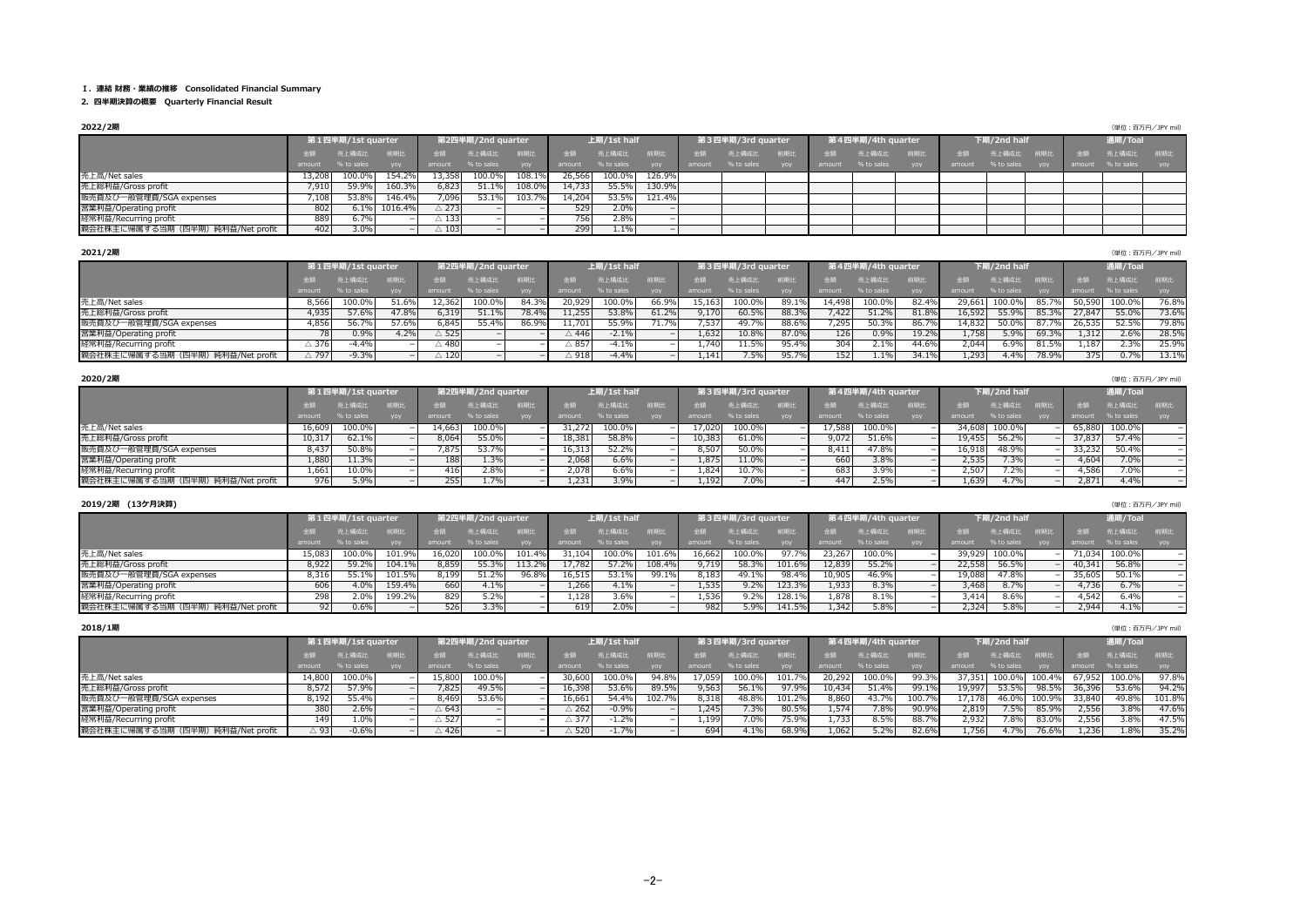**Ⅰ. 連結 財務・業績の推移　Consolidated Financial Summary**

**2. 四半期決算の概要　Quarterly Financial Result**

**2022/2期**

（単位：百万円／JPY mil）

| | 第1四半期/1st quarter | | | 第2四半期/2nd quarter | | | 上期/1st half | | | 第3四半期/3rd quarter | | | 第4四半期/4th quarter | | | 下期/2nd half | | | 通期/Toal | | |
|---|---|---|---|---|---|---|---|---|---|---|---|---|---|---|---|---|---|---|---|---|---|
| | 金額 amount | 売上構成比 % to sales | 前期比 yoy | 金額 amount | 売上構成比 % to sales | 前期比 yoy | 金額 amount | 売上構成比 % to sales | 前期比 yoy | 金額 amount | 売上構成比 % to sales | 前期比 yoy | 金額 amount | 売上構成比 % to sales | 前期比 yoy | 金額 amount | 売上構成比 % to sales | 前期比 yoy | 金額 amount | 売上構成比 % to sales | |
| 売上高/Net sales | 13,208 | 100.0% | 154.2% | 13,358 | 100.0% | 108.1% | 26,566 | 100.0% | 126.9% | | | | | | | | | | | | |
| 売上総利益/Gross profit | 7,910 | 59.9% | 160.3% | 6,823 | 51.1% | 108.0% | 14,733 | 55.5% | 130.9% | | | | | | | | | | | | |
| 販売費及び一般管理費/SGA expenses | 7,108 | 53.8% | 146.4% | 7,096 | 53.1% | 103.7% | 14,204 | 53.5% | 121.4% | | | | | | | | | | | | |
| 営業利益/Operating profit | 802 | 6.1% | 1016.4% | △ 273 | – | – | 529 | 2.0% | – | | | | | | | | | | | | |
| 経常利益/Recurring profit | 889 | 6.7% | – | △ 133 | – | – | 756 | 2.8% | – | | | | | | | | | | | | |
| 親会社株主に帰属する当期（四半期）純利益/Net profit | 402 | 3.0% | – | △ 103 | – | – | 299 | 1.1% | – | | | | | | | | | | | | |

**2021/2期**

（単位：百万円／JPY mil）

| | 第1四半期/1st quarter | | | 第2四半期/2nd quarter | | | 上期/1st half | | | 第3四半期/3rd quarter | | | 第4四半期/4th quarter | | | 下期/2nd half | | | 通期/Toal | | |
|---|---|---|---|---|---|---|---|---|---|---|---|---|---|---|---|---|---|---|---|---|---|
| | 金額 amount | 売上構成比 % to sales | 前期比 yoy | 金額 amount | 売上構成比 % to sales | 前期比 yoy | 金額 amount | 売上構成比 % to sales | 前期比 yoy | 金額 amount | 売上構成比 % to sales | 前期比 yoy | 金額 amount | 売上構成比 % to sales | 前期比 yoy | 金額 amount | 売上構成比 % to sales | 前期比 yoy | 金額 amount | 売上構成比 % to sales | 前期比 yoy |
| 売上高/Net sales | 8,566 | 100.0% | 51.6% | 12,362 | 100.0% | 84.3% | 20,929 | 100.0% | 66.9% | 15,163 | 100.0% | 89.1% | 14,498 | 100.0% | 82.4% | 29,661 | 100.0% | 85.7% | 50,590 | 100.0% | 76.8% |
| 売上総利益/Gross profit | 4,935 | 57.6% | 47.8% | 6,319 | 51.1% | 78.4% | 11,255 | 53.8% | 61.2% | 9,170 | 60.5% | 88.3% | 7,422 | 51.2% | 81.8% | 16,592 | 55.9% | 85.3% | 27,847 | 55.0% | 73.6% |
| 販売費及び一般管理費/SGA expenses | 4,856 | 56.7% | 57.6% | 6,845 | 55.4% | 86.9% | 11,701 | 55.9% | 71.7% | 7,537 | 49.7% | 88.6% | 7,295 | 50.3% | 86.7% | 14,832 | 50.0% | 87.7% | 26,535 | 52.5% | 79.8% |
| 営業利益/Operating profit | 78 | 0.9% | 4.2% | △ 525 | – | – | △ 446 | -2.1% | – | 1,632 | 10.8% | 87.0% | 126 | 0.9% | 19.2% | 1,758 | 5.9% | 69.3% | 1,312 | 2.6% | 28.5% |
| 経常利益/Recurring profit | △ 376 | -4.4% | – | △ 480 | – | – | △ 857 | -4.1% | – | 1,740 | 11.5% | 95.4% | 304 | 2.1% | 44.6% | 2,044 | 6.9% | 81.5% | 1,187 | 2.3% | 25.9% |
| 親会社株主に帰属する当期（四半期）純利益/Net profit | △ 797 | -9.3% | – | △ 120 | – | – | △ 918 | -4.4% | – | 1,141 | 7.5% | 95.7% | 152 | 1.1% | 34.1% | 1,293 | 4.4% | 78.9% | 375 | 0.7% | 13.1% |

**2020/2期**

（単位：百万円／JPY mil）

| | 第1四半期/1st quarter | | | 第2四半期/2nd quarter | | | 上期/1st half | | | 第3四半期/3rd quarter | | | 第4四半期/4th quarter | | | 下期/2nd half | | | 通期/Toal | | |
|---|---|---|---|---|---|---|---|---|---|---|---|---|---|---|---|---|---|---|---|---|---|
| | 金額 amount | 売上構成比 % to sales | 前期比 yoy | 金額 amount | 売上構成比 % to sales | 前期比 yoy | 金額 amount | 売上構成比 % to sales | 前期比 yoy | 金額 amount | 売上構成比 % to sales | 前期比 yoy | 金額 amount | 売上構成比 % to sales | 前期比 yoy | 金額 amount | 売上構成比 % to sales | 前期比 yoy | 金額 amount | 売上構成比 % to sales | 前期比 yoy |
| 売上高/Net sales | 16,609 | 100.0% | – | 14,663 | 100.0% | – | 31,272 | 100.0% | – | 17,020 | 100.0% | – | 17,588 | 100.0% | – | 34,608 | 100.0% | – | 65,880 | 100.0% | – |
| 売上総利益/Gross profit | 10,317 | 62.1% | – | 8,064 | 55.0% | – | 18,381 | 58.8% | – | 10,383 | 61.0% | – | 9,072 | 51.6% | – | 19,455 | 56.2% | – | 37,837 | 57.4% | – |
| 販売費及び一般管理費/SGA expenses | 8,437 | 50.8% | – | 7,875 | 53.7% | – | 16,313 | 52.2% | – | 8,507 | 50.0% | – | 8,411 | 47.8% | – | 16,918 | 48.9% | – | 33,232 | 50.4% | – |
| 営業利益/Operating profit | 1,880 | 11.3% | – | 188 | 1.3% | – | 2,068 | 6.6% | – | 1,875 | 11.0% | – | 660 | 3.8% | – | 2,535 | 7.3% | – | 4,604 | 7.0% | – |
| 経常利益/Recurring profit | 1,661 | 10.0% | – | 416 | 2.8% | – | 2,078 | 6.6% | – | 1,824 | 10.7% | – | 683 | 3.9% | – | 2,507 | 7.2% | – | 4,586 | 7.0% | – |
| 親会社株主に帰属する当期（四半期）純利益/Net profit | 976 | 5.9% | – | 255 | 1.7% | – | 1,231 | 3.9% | – | 1,192 | 7.0% | – | 447 | 2.5% | – | 1,639 | 4.7% | – | 2,871 | 4.4% | – |

**2019/2期　(13ケ月決算)**

（単位：百万円／JPY mil）

| | 第1四半期/1st quarter | | | 第2四半期/2nd quarter | | | 上期/1st half | | | 第3四半期/3rd quarter | | | 第4四半期/4th quarter | | | 下期/2nd half | | | 通期/Toal | | |
|---|---|---|---|---|---|---|---|---|---|---|---|---|---|---|---|---|---|---|---|---|---|
| | 金額 amount | 売上構成比 % to sales | 前期比 yoy | 金額 amount | 売上構成比 % to sales | 前期比 yoy | 金額 amount | 売上構成比 % to sales | 前期比 yoy | 金額 amount | 売上構成比 % to sales | 前期比 yoy | 金額 amount | 売上構成比 % to sales | 前期比 yoy | 金額 amount | 売上構成比 % to sales | 前期比 yoy | 金額 amount | 売上構成比 % to sales | 前期比 yoy |
| 売上高/Net sales | 15,083 | 100.0% | 101.9% | 16,020 | 100.0% | 101.4% | 31,104 | 100.0% | 101.6% | 16,662 | 100.0% | 97.7% | 23,267 | 100.0% | – | 39,929 | 100.0% | – | 71,034 | 100.0% | – |
| 売上総利益/Gross profit | 8,922 | 59.2% | 104.1% | 8,859 | 55.3% | 113.2% | 17,782 | 57.2% | 108.4% | 9,719 | 58.3% | 101.6% | 12,839 | 55.2% | – | 22,558 | 56.5% | – | 40,341 | 56.8% | – |
| 販売費及び一般管理費/SGA expenses | 8,316 | 55.1% | 101.5% | 8,199 | 51.2% | 96.8% | 16,515 | 53.1% | 99.1% | 8,183 | 49.1% | 98.4% | 10,905 | 46.9% | – | 19,088 | 47.8% | – | 35,605 | 50.1% | – |
| 営業利益/Operating profit | 606 | 4.0% | 159.4% | 660 | 4.1% | – | 1,266 | 4.1% | – | 1,535 | 9.2% | 123.3% | 1,933 | 8.3% | – | 3,468 | 8.7% | – | 4,736 | 6.7% | – |
| 経常利益/Recurring profit | 298 | 2.0% | 199.2% | 829 | 5.2% | – | 1,128 | 3.6% | – | 1,536 | 9.2% | 128.1% | 1,878 | 8.1% | – | 3,414 | 8.6% | – | 4,542 | 6.4% | – |
| 親会社株主に帰属する当期（四半期）純利益/Net profit | 92 | 0.6% | – | 526 | 3.3% | – | 619 | 2.0% | – | 982 | 5.9% | 141.5% | 1,342 | 5.8% | – | 2,324 | 5.8% | – | 2,944 | 4.1% | – |

**2018/1期**

（単位：百万円／JPY mil）

| | 第1四半期/1st quarter | | | 第2四半期/2nd quarter | | | 上期/1st half | | | 第3四半期/3rd quarter | | | 第4四半期/4th quarter | | | 下期/2nd half | | | 通期/Toal | | |
|---|---|---|---|---|---|---|---|---|---|---|---|---|---|---|---|---|---|---|---|---|---|
| | 金額 amount | 売上構成比 % to sales | 前期比 yoy | 金額 amount | 売上構成比 % to sales | 前期比 yoy | 金額 amount | 売上構成比 % to sales | 前期比 yoy | 金額 amount | 売上構成比 % to sales | 前期比 yoy | 金額 amount | 売上構成比 % to sales | 前期比 yoy | 金額 amount | 売上構成比 % to sales | 前期比 yoy | 金額 amount | 売上構成比 % to sales | 前期比 yoy |
| 売上高/Net sales | 14,800 | 100.0% | – | 15,800 | 100.0% | – | 30,600 | 100.0% | 94.8% | 17,059 | 100.0% | 101.7% | 20,292 | 100.0% | 99.3% | 37,351 | 100.0% | 100.4% | 67,952 | 100.0% | 97.8% |
| 売上総利益/Gross profit | 8,572 | 57.9% | – | 7,825 | 49.5% | – | 16,398 | 53.6% | 89.5% | 9,563 | 56.1% | 97.9% | 10,434 | 51.4% | 99.1% | 19,997 | 53.5% | 98.5% | 36,396 | 53.6% | 94.2% |
| 販売費及び一般管理費/SGA expenses | 8,192 | 55.4% | – | 8,469 | 53.6% | – | 16,661 | 54.4% | 102.7% | 8,318 | 48.8% | 101.2% | 8,860 | 43.7% | 100.7% | 17,178 | 46.0% | 100.9% | 33,840 | 49.8% | 101.8% |
| 営業利益/Operating profit | 380 | 2.6% | – | △ 643 | – | – | △ 262 | -0.9% | – | 1,245 | 7.3% | 80.5% | 1,574 | 7.8% | 90.9% | 2,819 | 7.5% | 85.9% | 2,556 | 3.8% | 47.6% |
| 経常利益/Recurring profit | 149 | 1.0% | – | △ 527 | – | – | △ 377 | -1.2% | – | 1,199 | 7.0% | 75.9% | 1,733 | 8.5% | 88.7% | 2,932 | 7.8% | 83.0% | 2,556 | 3.8% | 47.5% |
| 親会社株主に帰属する当期（四半期）純利益/Net profit | △ 93 | -0.6% | – | △ 426 | – | – | △ 520 | -1.7% | – | 694 | 4.1% | 68.9% | 1,062 | 5.2% | 82.6% | 1,756 | 4.7% | 76.6% | 1,236 | 1.8% | 35.2% |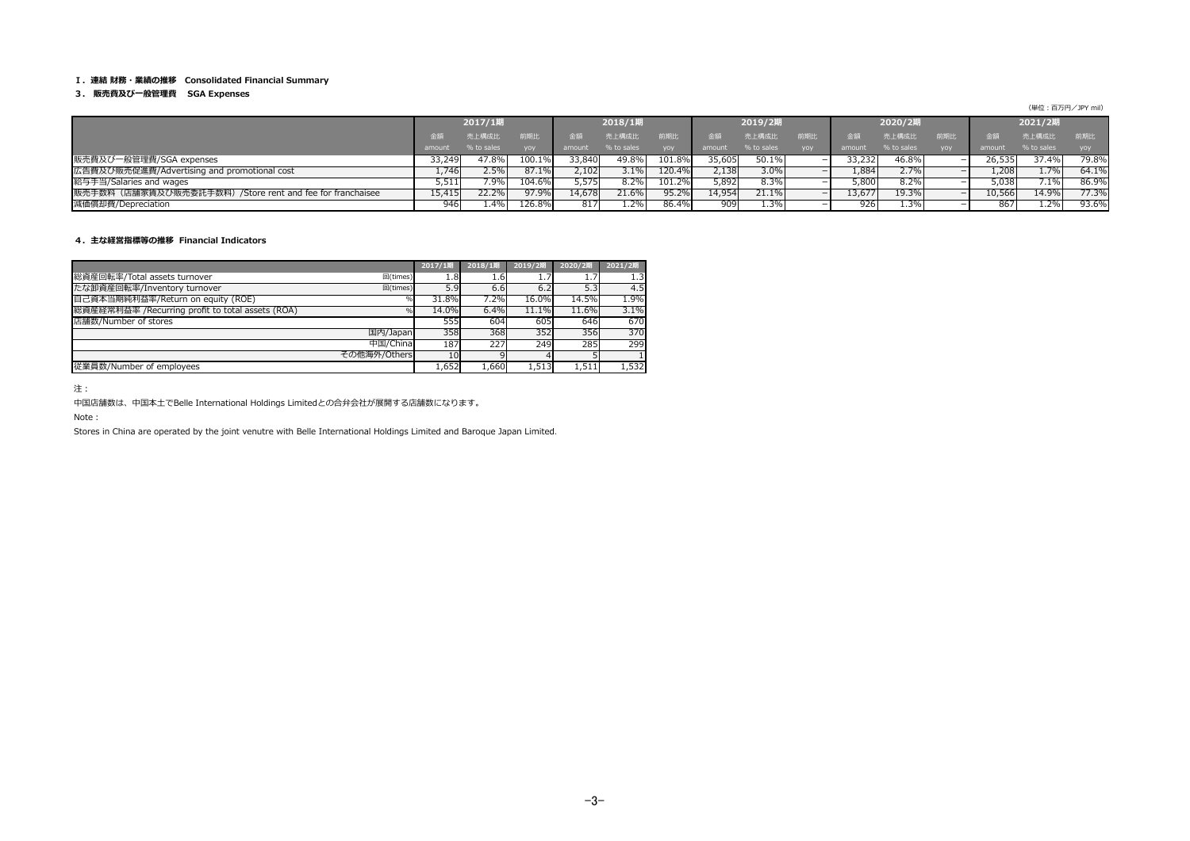**Ⅰ．連結 財務・業績の推移　Consolidated Financial Summary**

**３．販売費及び一般管理費　SGA Expenses**

（単位：百万円／JPY mil）

| | 2017/1期 | | | 2018/1期 | | | 2019/2期 | | | 2020/2期 | | | 2021/2期 | | |
|---|---|---|---|---|---|---|---|---|---|---|---|---|---|---|---|
| | 金額 amount | 売上構成比 % to sales | 前期比 yoy | 金額 amount | 売上構成比 % to sales | 前期比 yoy | 金額 amount | 売上構成比 % to sales | 前期比 yoy | 金額 amount | 売上構成比 % to sales | 前期比 yoy | 金額 amount | 売上構成比 % to sales | 前期比 yoy |
| 販売費及び一般管理費/SGA expenses | 33,249 | 47.8% | 100.1% | 33,840 | 49.8% | 101.8% | 35,605 | 50.1% | − | 33,232 | 46.8% | − | 26,535 | 37.4% | 79.8% |
| 広告費及び販売促進費/Advertising and promotional cost | 1,746 | 2.5% | 87.1% | 2,102 | 3.1% | 120.4% | 2,138 | 3.0% | − | 1,884 | 2.7% | − | 1,208 | 1.7% | 64.1% |
| 給与手当/Salaries and wages | 5,511 | 7.9% | 104.6% | 5,575 | 8.2% | 101.2% | 5,892 | 8.3% | − | 5,800 | 8.2% | − | 5,038 | 7.1% | 86.9% |
| 販売手数料（店舗家賃及び販売委託手数料）/Store rent and fee for franchaisee | 15,415 | 22.2% | 97.9% | 14,678 | 21.6% | 95.2% | 14,954 | 21.1% | − | 13,677 | 19.3% | − | 10,566 | 14.9% | 77.3% |
| 減価償却費/Depreciation | 946 | 1.4% | 126.8% | 817 | 1.2% | 86.4% | 909 | 1.3% | − | 926 | 1.3% | − | 867 | 1.2% | 93.6% |

**４．主な経営指標等の推移　Financial Indicators**

| | | 2017/1期 | 2018/1期 | 2019/2期 | 2020/2期 | 2021/2期 |
|---|---|---|---|---|---|---|
| 総資産回転率/Total assets turnover | 回(times) | 1.8 | 1.6 | 1.7 | 1.7 | 1.3 |
| たな卸資産回転率/Inventory turnover | 回(times) | 5.9 | 6.6 | 6.2 | 5.3 | 4.5 |
| 自己資本当期純利益率/Return on equity (ROE) | % | 31.8% | 7.2% | 16.0% | 14.5% | 1.9% |
| 総資産経常利益率 /Recurring profit to total assets (ROA) | % | 14.0% | 6.4% | 11.1% | 11.6% | 3.1% |
| 店舗数/Number of stores | | 555 | 604 | 605 | 646 | 670 |
| 国内/Japan | | 358 | 368 | 352 | 356 | 370 |
| 中国/China | | 187 | 227 | 249 | 285 | 299 |
| その他海外/Others | | 10 | 9 | 4 | 5 | 1 |
| 従業員数/Number of employees | | 1,652 | 1,660 | 1,513 | 1,511 | 1,532 |

注：

中国店舗数は、中国本土でBelle International Holdings Limitedとの合弁会社が展開する店舗数になります。

Note :

Stores in China are operated by the joint venutre with Belle International Holdings Limited and Baroque Japan Limited.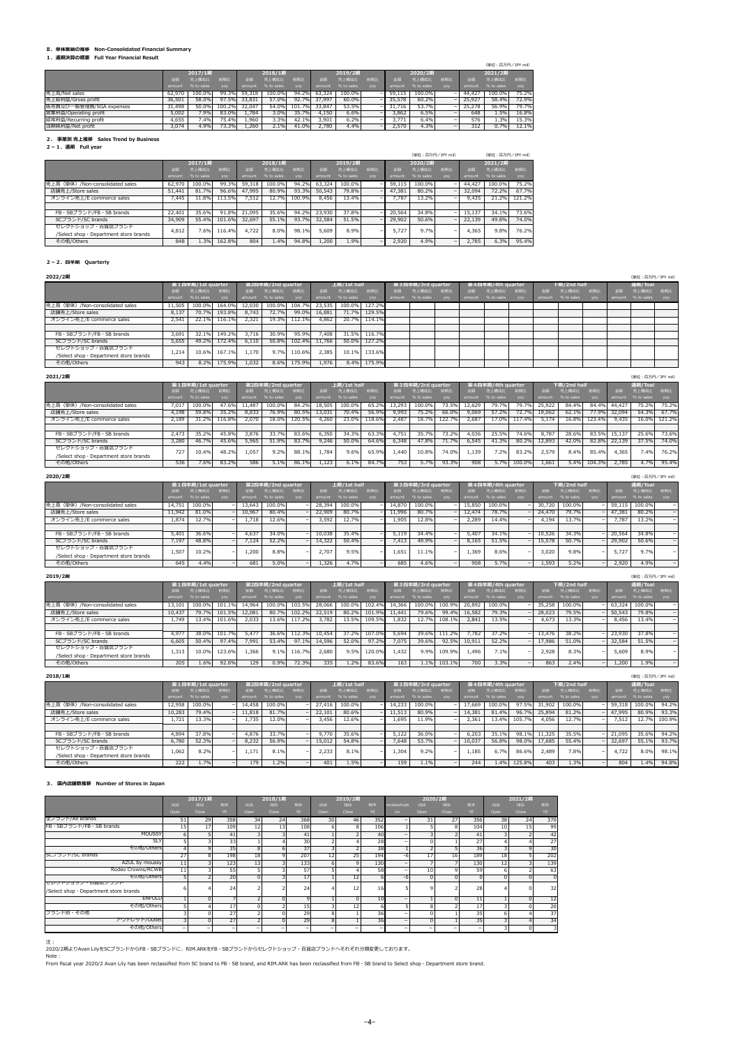## Ⅱ．単体業績の推移　Non-Consolidated Financial Summary

### 1．通期決算の概要　Full Year Financial Result

（単位：百万円／JPY mil）

| | 2017/1期 | | | 2018/1期 | | | 2019/2期 | | | 2020/2期 | | | 2021/2期 | | |
|---|---|---|---|---|---|---|---|---|---|---|---|---|---|---|---|
| | 金額 amount | 売上構成比 % to sales | 前期比 yoy | 金額 amount | 売上構成比 % to sales | 前期比 yoy | 金額 amount | 売上構成比 % to sales | 前期比 yoy | 金額 amount | 売上構成比 % to sales | 前期比 yoy | 金額 amount | 売上構成比 % to sales | 前期比 yoy |
| 売上高/Net sales | 62,970 | 100.0% | 99.3% | 59,318 | 100.0% | 94.2% | 63,324 | 100.0% | – | 59,115 | 100.0% | – | 44,427 | 100.0% | 75.2% |
| 売上総利益/Gross profit | 36,501 | 58.0% | 97.5% | 33,831 | 57.0% | 92.7% | 37,997 | 60.0% | – | 35,578 | 60.2% | – | 25,927 | 58.4% | 72.9% |
| 販売費及び一般管理費/SGA expenses | 31,498 | 50.0% | 100.2% | 32,047 | 54.0% | 101.7% | 33,847 | 53.5% | – | 31,716 | 53.7% | – | 25,278 | 56.9% | 79.7% |
| 営業利益/Operating profit | 5,002 | 7.9% | 83.0% | 1,784 | 3.0% | 35.7% | 4,150 | 6.6% | – | 3,862 | 6.5% | – | 648 | 1.5% | 16.8% |
| 経常利益/Recurring profit | 4,655 | 7.4% | 75.4% | 1,960 | 3.3% | 42.1% | 3,901 | 6.2% | – | 3,771 | 6.4% | – | 576 | 1.3% | 15.3% |
| 当期純利益/Net profit | 3,074 | 4.9% | 73.3% | 1,260 | 2.1% | 41.0% | 2,780 | 4.4% | – | 2,570 | 4.3% | – | 312 | 0.7% | 12.1% |

### 2．事業別 売上推移　Sales Trend by Business

#### 2－1．通期　Full year

（単位：百万円／JPY mil）

| | 2017/1期 | | | 2018/1期 | | | 2019/2期 | | | 2020/2期 | | | 2021/2期 | | |
|---|---|---|---|---|---|---|---|---|---|---|---|---|---|---|---|
| | 金額 amount | 売上構成比 % to sales | 前期比 yoy | 金額 amount | 売上構成比 % to sales | 前期比 yoy | 金額 amount | 売上構成比 % to sales | 前期比 yoy | 金額 amount | 売上構成比 % to sales | 前期比 yoy | 金額 amount | 売上構成比 % to sales | 前期比 yoy |
| 売上高（単体）/Non-consolidated sales | 62,970 | 100.0% | 99.3% | 59,318 | 100.0% | 94.2% | 63,324 | 100.0% | – | 59,115 | 100.0% | – | 44,427 | 100.0% | 75.2% |
| 店舗売上/Store sales | 51,441 | 81.7% | 96.6% | 47,995 | 80.9% | 93.3% | 50,543 | 79.8% | – | 47,381 | 80.2% | – | 32,094 | 72.2% | 67.7% |
| オンライン売上/E commerce sales | 7,445 | 11.8% | 113.5% | 7,512 | 12.7% | 100.9% | 8,456 | 13.4% | – | 7,787 | 13.2% | – | 9,435 | 21.2% | 121.2% |
| | | | | | | | | | | | | | | | |
| FB・SBブランド/FB・SB brands | 22,401 | 35.6% | 91.8% | 21,095 | 35.6% | 94.2% | 23,930 | 37.8% | – | 20,564 | 34.8% | – | 15,137 | 34.1% | 73.6% |
| SCブランド/SC brands | 34,909 | 55.4% | 101.6% | 32,697 | 55.1% | 93.7% | 32,584 | 51.5% | – | 29,902 | 50.6% | – | 22,139 | 49.8% | 74.0% |
| セレクトショップ・百貨店ブランド /Select shop・Department store brands | 4,812 | 7.6% | 116.4% | 4,722 | 8.0% | 98.1% | 5,609 | 8.9% | – | 5,727 | 9.7% | – | 4,365 | 9.8% | 76.2% |
| その他/Others | 848 | 1.3% | 162.8% | 804 | 1.4% | 94.8% | 1,200 | 1.9% | – | 2,920 | 4.9% | – | 2,785 | 6.3% | 95.4% |

#### 2－2．四半期　Quarterly

**2022/2期**

（単位：百万円／JPY mil）

| | 第1四半期/1st quarter | | | 第2四半期/2nd quarter | | | 上期/1st half | | | 第3四半期/3rd quarter | | | 第4四半期/4th quarter | | | 下期/2nd half | | | 通期/Toal | | |
|---|---|---|---|---|---|---|---|---|---|---|---|---|---|---|---|---|---|---|---|---|---|
| | 金額 amount | 売上構成比 % to sales | 前期比 yoy | 金額 amount | 売上構成比 % to sales | 前期比 yoy | 金額 amount | 売上構成比 % to sales | 前期比 yoy | 金額 amount | 売上構成比 % to sales | 前期比 yoy | 金額 amount | 売上構成比 % to sales | 前期比 yoy | 金額 amount | 売上構成比 % to sales | 前期比 yoy | 金額 amount | 売上構成比 % to sales | 前期比 yoy |
| 売上高（単体）/Non-consolidated sales | 11,505 | 100.0% | 164.0% | 12,030 | 100.0% | 104.7% | 23,535 | 100.0% | 127.2% | | | | | | | | | | | | |
| 店舗売上/Store sales | 8,137 | 70.7% | 193.8% | 8,743 | 72.7% | 99.0% | 16,881 | 71.7% | 129.5% | | | | | | | | | | | | |
| オンライン売上/E commerce sales | 2,541 | 22.1% | 116.1% | 2,321 | 19.3% | 112.1% | 4,862 | 20.7% | 114.1% | | | | | | | | | | | | |
| | | | | | | | | | | | | | | | | | | | | | |
| FB・SBブランド/FB・SB brands | 3,691 | 32.1% | 149.2% | 3,716 | 30.9% | 95.9% | 7,408 | 31.5% | 116.7% | | | | | | | | | | | | |
| SCブランド/SC brands | 5,655 | 49.2% | 172.4% | 6,110 | 50.8% | 102.4% | 11,766 | 50.0% | 127.2% | | | | | | | | | | | | |
| セレクトショップ・百貨店ブランド /Select shop・Department store brands | 1,214 | 10.6% | 167.1% | 1,170 | 9.7% | 110.6% | 2,385 | 10.1% | 133.6% | | | | | | | | | | | | |
| その他/Others | 943 | 8.2% | 175.9% | 1,032 | 8.6% | 175.9% | 1,976 | 8.4% | 175.9% | | | | | | | | | | | | |

**2021/2期**

（単位：百万円／JPY mil）

| | 第1四半期/1st quarter | | | 第2四半期/2nd quarter | | | 上期/1st half | | | 第3四半期/3rd quarter | | | 第4四半期/4th quarter | | | 下期/2nd half | | | 通期/Toal | | |
|---|---|---|---|---|---|---|---|---|---|---|---|---|---|---|---|---|---|---|---|---|---|
| | 金額 amount | 売上構成比 % to sales | 前期比 yoy | 金額 amount | 売上構成比 % to sales | 前期比 yoy | 金額 amount | 売上構成比 % to sales | 前期比 yoy | 金額 amount | 売上構成比 % to sales | 前期比 yoy | 金額 amount | 売上構成比 % to sales | 前期比 yoy | 金額 amount | 売上構成比 % to sales | 前期比 yoy | 金額 amount | 売上構成比 % to sales | 前期比 yoy |
| 売上高（単体）/Non-consolidated sales | 7,017 | 100.0% | 47.6% | 11,487 | 100.0% | 84.2% | 18,505 | 100.0% | 65.2% | 13,293 | 100.0% | 73.5% | 12,629 | 79.7% | 79.7% | 25,922 | 84.4% | 84.4% | 44,427 | 75.2% | 75.2% |
| 店舗売上/Store sales | 4,198 | 59.8% | 35.2% | 8,833 | 76.9% | 80.5% | 13,031 | 70.4% | 56.9% | 9,993 | 75.2% | 66.0% | 9,069 | 57.2% | 72.7% | 19,062 | 62.1% | 77.9% | 32,094 | 54.3% | 67.7% |
| オンライン売上/E commerce sales | 2,189 | 31.2% | 116.8% | 2,070 | 18.0% | 120.5% | 4,260 | 23.0% | 118.6% | 2,487 | 18.7% | 122.7% | 2,687 | 17.0% | 117.4% | 5,174 | 16.8% | 123.4% | 9,435 | 16.0% | 121.2% |
| | | | | | | | | | | | | | | | | | | | | | |
| FB・SBブランド/FB・SB brands | 2,473 | 35.2% | 45.8% | 3,876 | 33.7% | 83.6% | 6,350 | 34.3% | 63.3% | 4,751 | 35.7% | 73.2% | 4,036 | 25.5% | 74.6% | 8,787 | 28.6% | 83.5% | 15,137 | 25.6% | 73.6% |
| SCブランド/SC brands | 3,280 | 46.7% | 45.6% | 5,965 | 51.9% | 83.7% | 9,246 | 50.0% | 64.6% | 6,348 | 47.8% | 71.7% | 6,545 | 41.3% | 80.2% | 12,893 | 42.0% | 82.8% | 22,139 | 37.5% | 74.0% |
| セレクトショップ・百貨店ブランド /Select shop・Department store brands | 727 | 10.4% | 48.2% | 1,057 | 9.2% | 88.1% | 1,784 | 9.6% | 65.9% | 1,440 | 10.8% | 74.0% | 1,139 | 7.2% | 83.2% | 2,579 | 8.4% | 85.4% | 4,365 | 7.4% | 76.2% |
| その他/Others | 536 | 7.6% | 83.2% | 586 | 5.1% | 86.1% | 1,123 | 6.1% | 84.7% | 753 | 5.7% | 93.3% | 908 | 5.7% | 100.0% | 1,661 | 5.4% | 104.3% | 2,785 | 4.7% | 95.4% |

**2020/2期**

（単位：百万円／JPY mil）

| | 第1四半期/1st quarter | | | 第2四半期/2nd quarter | | | 上期/1st half | | | 第3四半期/3rd quarter | | | 第4四半期/4th quarter | | | 下期/2nd half | | | 通期/Toal | | |
|---|---|---|---|---|---|---|---|---|---|---|---|---|---|---|---|---|---|---|---|---|---|
| | 金額 amount | 売上構成比 % to sales | 前期比 yoy | 金額 amount | 売上構成比 % to sales | 前期比 yoy | 金額 amount | 売上構成比 % to sales | 前期比 yoy | 金額 amount | 売上構成比 % to sales | 前期比 yoy | 金額 amount | 売上構成比 % to sales | 前期比 yoy | 金額 amount | 売上構成比 % to sales | 前期比 yoy | 金額 amount | 売上構成比 % to sales | 前期比 yoy |
| 売上高（単体）/Non-consolidated sales | 14,751 | 100.0% | – | 13,643 | 100.0% | – | 28,394 | 100.0% | – | 14,870 | 100.0% | – | 15,850 | 100.0% | – | 30,720 | 100.0% | – | 59,115 | 100.0% | – |
| 店舗売上/Store sales | 11,942 | 81.0% | – | 10,967 | 80.4% | – | 22,909 | 80.7% | – | 11,996 | 80.7% | – | 12,474 | 78.7% | – | 24,470 | 79.7% | – | 47,381 | 80.2% | – |
| オンライン売上/E commerce sales | 1,874 | 12.7% | – | 1,718 | 12.6% | – | 3,592 | 12.7% | – | 1,905 | 12.8% | – | 2,289 | 14.4% | – | 4,194 | 13.7% | – | 7,787 | 13.2% | – |
| | | | | | | | | | | | | | | | | | | | | | |
| FB・SBブランド/FB・SB brands | 5,401 | 36.6% | – | 4,637 | 34.0% | – | 10,038 | 35.4% | – | 5,119 | 34.4% | – | 5,407 | 34.1% | – | 10,526 | 34.3% | – | 20,564 | 34.8% | – |
| SCブランド/SC brands | 7,197 | 48.8% | – | 7,124 | 52.2% | – | 14,322 | 50.4% | – | 7,413 | 49.9% | – | 8,165 | 51.5% | – | 15,578 | 50.7% | – | 29,902 | 50.6% | – |
| セレクトショップ・百貨店ブランド /Select shop・Department store brands | 1,507 | 10.2% | – | 1,200 | 8.8% | – | 2,707 | 9.5% | – | 1,651 | 11.1% | – | 1,369 | 8.6% | – | 3,020 | 9.8% | – | 5,727 | 9.7% | – |
| その他/Others | 645 | 4.4% | – | 681 | 5.0% | – | 1,326 | 4.7% | – | 685 | 4.6% | – | 908 | 5.7% | – | 1,593 | 5.2% | – | 2,920 | 4.9% | – |

**2019/2期**

（単位：百万円／JPY mil）

| | 第1四半期/1st quarter | | | 第2四半期/2nd quarter | | | 上期/1st half | | | 第3四半期/3rd quarter | | | 第4四半期/4th quarter | | | 下期/2nd half | | | 通期/Toal | | |
|---|---|---|---|---|---|---|---|---|---|---|---|---|---|---|---|---|---|---|---|---|---|
| | 金額 amount | 売上構成比 % to sales | 前期比 yoy | 金額 amount | 売上構成比 % to sales | 前期比 yoy | 金額 amount | 売上構成比 % to sales | 前期比 yoy | 金額 amount | 売上構成比 % to sales | 前期比 yoy | 金額 amount | 売上構成比 % to sales | 前期比 yoy | 金額 amount | 売上構成比 % to sales | 前期比 yoy | 金額 amount | 売上構成比 % to sales | 前期比 yoy |
| 売上高（単体）/Non-consolidated sales | 13,101 | 100.0% | 101.1% | 14,964 | 100.0% | 103.5% | 28,066 | 100.0% | 102.4% | 14,366 | 100.0% | 100.9% | 20,892 | 100.0% | – | 35,258 | 100.0% | – | 63,324 | 100.0% | – |
| 店舗売上/Store sales | 10,437 | 79.7% | 101.5% | 12,081 | 80.7% | 102.2% | 22,519 | 80.2% | 101.9% | 11,441 | 79.6% | 99.4% | 16,582 | 79.3% | – | 28,023 | 79.5% | – | 50,543 | 79.8% | – |
| オンライン売上/E commerce sales | 1,749 | 13.4% | 101.6% | 2,033 | 13.6% | 117.2% | 3,782 | 13.5% | 109.5% | 1,832 | 12.7% | 108.1% | 2,841 | 13.5% | – | 4,673 | 13.3% | – | 8,456 | 13.4% | – |
| | | | | | | | | | | | | | | | | | | | | | |
| FB・SBブランド/FB・SB brands | 4,977 | 38.0% | 101.7% | 5,477 | 36.6% | 112.3% | 10,454 | 37.2% | 107.0% | 5,694 | 39.6% | 111.2% | 7,782 | 37.2% | – | 13,476 | 38.2% | – | 23,930 | 37.8% | – |
| SCブランド/SC brands | 6,605 | 50.4% | 97.4% | 7,991 | 53.4% | 97.1% | 14,596 | 52.0% | 97.2% | 7,075 | 39.6% | 92.5% | 10,911 | 52.2% | – | 17,986 | 51.0% | – | 32,584 | 51.5% | – |
| セレクトショップ・百貨店ブランド /Select shop・Department store brands | 1,313 | 10.0% | 123.6% | 1,366 | 9.1% | 116.7% | 2,680 | 9.5% | 120.0% | 1,432 | 9.9% | 109.9% | 1,496 | 7.1% | – | 2,928 | 8.3% | – | 5,609 | 8.9% | – |
| その他/Others | 205 | 1.6% | 92.8% | 129 | 0.9% | 72.3% | 335 | 1.2% | 83.6% | 163 | 1.1% | 103.1% | 700 | 3.3% | – | 863 | 2.4% | – | 1,200 | 1.9% | – |

**2018/1期**

（単位：百万円／JPY mil）

| | 第1四半期/1st quarter | | | 第2四半期/2nd quarter | | | 上期/1st half | | | 第3四半期/3rd quarter | | | 第4四半期/4th quarter | | | 下期/2nd half | | | 通期/Toal | | |
|---|---|---|---|---|---|---|---|---|---|---|---|---|---|---|---|---|---|---|---|---|---|
| | 金額 amount | 売上構成比 % to sales | 前期比 yoy | 金額 amount | 売上構成比 % to sales | 前期比 yoy | 金額 amount | 売上構成比 % to sales | 前期比 yoy | 金額 amount | 売上構成比 % to sales | 前期比 yoy | 金額 amount | 売上構成比 % to sales | 前期比 yoy | 金額 amount | 売上構成比 % to sales | 前期比 yoy | 金額 amount | 売上構成比 % to sales | 前期比 yoy |
| 売上高（単体）/Non-consolidated sales | 12,958 | 100.0% | – | 14,458 | 100.0% | – | 27,416 | 100.0% | – | 14,233 | 100.0% | – | 17,669 | 100.0% | 97.5% | 31,902 | 100.0% | – | 59,318 | 100.0% | 94.2% |
| 店舗売上/Store sales | 10,283 | 79.4% | – | 11,818 | 81.7% | – | 22,101 | 80.6% | – | 11,513 | 80.9% | – | 14,381 | 81.4% | 96.7% | 25,894 | 81.2% | – | 47,995 | 80.9% | 93.3% |
| オンライン売上/E commerce sales | 1,721 | 13.3% | – | 1,735 | 12.0% | – | 3,456 | 12.6% | – | 1,695 | 11.9% | – | 2,361 | 13.4% | 105.7% | 4,056 | 12.7% | – | 7,512 | 12.7% | 100.9% |
| | | | | | | | | | | | | | | | | | | | | | |
| FB・SBブランド/FB・SB brands | 4,894 | 37.8% | – | 4,876 | 33.7% | – | 9,770 | 35.6% | – | 5,122 | 36.0% | – | 6,203 | 35.1% | 98.1% | 11,325 | 35.5% | – | 21,095 | 35.6% | 94.2% |
| SCブランド/SC brands | 6,780 | 52.3% | – | 8,232 | 56.9% | – | 15,012 | 54.8% | – | 7,648 | 53.7% | – | 10,037 | 56.8% | 98.0% | 17,685 | 55.4% | – | 32,697 | 55.1% | 93.7% |
| セレクトショップ・百貨店ブランド /Select shop・Department store brands | 1,062 | 8.2% | – | 1,171 | 8.1% | – | 2,233 | 8.1% | – | 1,304 | 9.2% | – | 1,185 | 6.7% | 86.6% | 2,489 | 7.8% | – | 4,722 | 8.0% | 98.1% |
| その他/Others | 222 | 1.7% | – | 179 | 1.2% | – | 401 | 1.5% | – | 159 | 1.1% | – | 244 | 1.4% | 125.8% | 403 | 1.3% | – | 804 | 1.4% | 94.8% |

### 3．国内店舗数推移　Number of Stores in Japan

| | 2017/1期 | | | 2018/1期 | | | 2019/2期 | | | 2020/2期 | | | | 2021/2期 | | |
|---|---|---|---|---|---|---|---|---|---|---|---|---|---|---|---|---|
| | 出店 Open | 退店 Close | 期末 YE | 出店 Open | 退店 Close | 期末 YE | 出店 Open | 退店 Close | 期末 YE | reclassificati on | 出店 Open | 退店 Close | 期末 YE | 出店 Open | 退店 Close | 期末 YE |
| 全ブランド/All Brands | 51 | 29 | 358 | 34 | 24 | 368 | 30 | 46 | 352 | – | 31 | 27 | 356 | 38 | 24 | 370 |
| FB・SBブランド/FB・SB brands | 15 | 17 | 109 | 12 | 13 | 108 | 6 | 8 | 106 | 1 | 5 | 8 | 104 | 10 | 15 | 99 |
| MOUSSY | 6 | 5 | 41 | 3 | 3 | 41 | 1 | 2 | 40 | – | 3 | 2 | 41 | 3 | 2 | 42 |
| SLY | 5 | 3 | 33 | 1 | 4 | 30 | 2 | 4 | 28 | – | 0 | 1 | 27 | 4 | 4 | 27 |
| その他/Others | 4 | 9 | 35 | 8 | 6 | 37 | 3 | 2 | 38 | 1 | 2 | 5 | 36 | 3 | 9 | 30 |
| SCブランド/SC brands | 27 | 8 | 198 | 18 | 9 | 207 | 12 | 25 | 194 | -6 | 17 | 16 | 189 | 18 | 5 | 202 |
| AZUL by moussy | 11 | 3 | 123 | 13 | 3 | 133 | 6 | 9 | 130 | – | 7 | 7 | 130 | 12 | 3 | 139 |
| Rodeo Crowns/RCWB | 11 | 3 | 55 | 5 | 3 | 57 | 5 | 4 | 58 | – | 10 | 9 | 59 | 6 | 2 | 63 |
| その他/Others | 5 | 2 | 20 | 0 | 3 | 17 | 1 | 12 | 6 | -6 | 0 | 0 | 0 | 0 | 0 | 0 |
| セレクトショップ・百貨店ブランド /Select shop・Department store brands | 6 | 4 | 24 | 2 | 2 | 24 | 4 | 12 | 16 | 5 | 9 | 2 | 28 | 4 | 0 | 32 |
| ENFOLD | 1 | 0 | 7 | 2 | 0 | 9 | 1 | 0 | 10 | – | 1 | 0 | 11 | 1 | 0 | 12 |
| その他/Others | 5 | 4 | 17 | 0 | 2 | 15 | 3 | 12 | 6 | 5 | 8 | 2 | 17 | 3 | 0 | 20 |
| ブランド別・その他 | 3 | 0 | 27 | 2 | 0 | 29 | 8 | 1 | 36 | – | 0 | 1 | 35 | 6 | 4 | 37 |
| アウトレット/Outlet | 3 | 0 | 27 | 2 | 0 | 29 | 8 | 1 | 36 | – | 0 | 1 | 35 | 3 | 4 | 34 |
| その他/Others | – | – | – | – | – | – | – | – | – | – | – | – | – | 3 | 0 | 3 |

注：
2020/2期よりAvan LilyをSCブランドからFB・SBブランドに、RIM.ARKをFB・SBブランドからセレクトショップ・百貨店ブランドへそれぞれ分類変更しております。

Note：
From fiscal year 2020/2 Avan Lily has been reclassified from SC brand to FB・SB brand, and RIM.ARK has been reclassified from FB・SB brand to Select shop・Department store brand.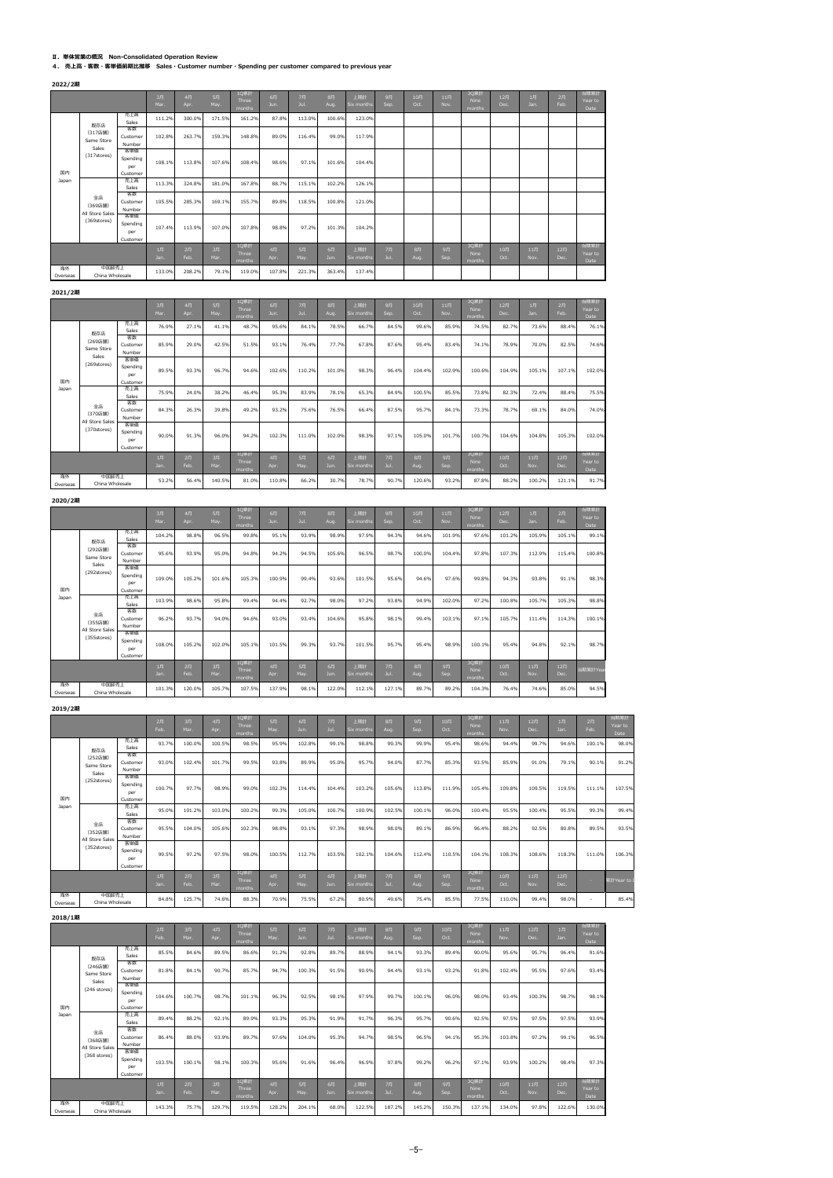## Ⅱ．単体営業の概況　Non-Consolidated Operation Review

### 4．売上高・客数・客単価前期比推移　Sales · Customer number · Spending per customer compared to previous year

**2022/2期**

| | | | 3月 Mar. | 4月 Apr. | 5月 May. | 1Q累計 Three months | 6月 Jun. | 7月 Jul. | 8月 Aug. | 上期計 Six months | 9月 Sep. | 10月 Oct. | 11月 Nov. | 3Q累計 Nine months | 12月 Dec. | 1月 Jan. | 2月 Feb. | 当期累計 Year to Date |
|---|---|---|---|---|---|---|---|---|---|---|---|---|---|---|---|---|---|---|
| 国内 Japan | 既存店 (317店舗) Same Store Sales (317stores) | 売上高 Sales | 111.2% | 300.0% | 171.5% | 161.2% | 87.8% | 113.0% | 100.6% | 123.0% | | | | | | | | |
| | | 客数 Customer Number | 102.8% | 263.7% | 159.3% | 148.8% | 89.0% | 116.4% | 99.0% | 117.9% | | | | | | | | |
| | | 客単価 Spending per Customer | 108.1% | 113.8% | 107.6% | 108.4% | 98.6% | 97.1% | 101.6% | 104.4% | | | | | | | | |
| | 全店 (369店舗) All Store Sales (369stores) | 売上高 Sales | 113.3% | 324.8% | 181.0% | 167.8% | 88.7% | 115.1% | 102.2% | 126.1% | | | | | | | | |
| | | 客数 Customer Number | 105.5% | 285.3% | 169.1% | 155.7% | 89.8% | 118.5% | 100.8% | 121.0% | | | | | | | | |
| | | 客単価 Spending per Customer | 107.4% | 113.9% | 107.0% | 107.8% | 98.8% | 97.2% | 101.3% | 104.2% | | | | | | | | |
| | | | 1月 Jan. | 2月 Feb. | 3月 Mar. | 1Q累計 Three months | 4月 Apr. | 5月 May. | 6月 Jun. | 上期計 Six months | 7月 Jul. | 8月 Aug. | 9月 Sep. | 3Q累計 Nine months | 10月 Oct. | 11月 Nov. | 12月 Dec. | 当期累計 Year to Date |
| 海外 Overseas | 中国卸売上 China Wholesale | | 133.0% | 208.2% | 79.1% | 119.0% | 107.8% | 221.3% | 363.4% | 137.4% | | | | | | | | |

**2021/2期**

| | | | 3月 Mar. | 4月 Apr. | 5月 May. | 1Q累計 Three months | 6月 Jun. | 7月 Jul. | 8月 Aug. | 上期計 Six months | 9月 Sep. | 10月 Oct. | 11月 Nov. | 3Q累計 Nine months | 12月 Dec. | 1月 Jan. | 2月 Feb. | 当期累計 Year to Date |
|---|---|---|---|---|---|---|---|---|---|---|---|---|---|---|---|---|---|---|
| 国内 Japan | 既存店 (269店舗) Same Store Sales (269stores) | 売上高 Sales | 76.9% | 27.1% | 41.1% | 48.7% | 95.6% | 84.1% | 78.5% | 66.7% | 84.5% | 99.6% | 85.9% | 74.5% | 82.7% | 73.6% | 88.4% | 76.1% |
| | | 客数 Customer Number | 85.9% | 29.0% | 42.5% | 51.5% | 93.1% | 76.4% | 77.7% | 67.8% | 87.6% | 95.4% | 83.4% | 74.1% | 78.9% | 70.0% | 82.5% | 74.6% |
| | | 客単価 Spending per Customer | 89.5% | 93.3% | 96.7% | 94.6% | 102.6% | 110.2% | 101.0% | 98.3% | 96.4% | 104.4% | 102.9% | 100.6% | 104.9% | 105.1% | 107.1% | 102.0% |
| | 全店 (370店舗) All Store Sales (370stores) | 売上高 Sales | 75.9% | 24.0% | 38.2% | 46.4% | 95.3% | 83.9% | 78.1% | 65.3% | 84.9% | 100.5% | 85.5% | 73.8% | 82.3% | 72.4% | 88.4% | 75.5% |
| | | 客数 Customer Number | 84.3% | 26.3% | 39.8% | 49.2% | 93.2% | 75.6% | 76.5% | 66.4% | 87.5% | 95.7% | 84.1% | 73.3% | 78.7% | 69.1% | 84.0% | 74.0% |
| | | 客単価 Spending per Customer | 90.0% | 91.3% | 96.0% | 94.2% | 102.3% | 111.0% | 102.0% | 98.3% | 97.1% | 105.0% | 101.7% | 100.7% | 104.6% | 104.8% | 105.3% | 102.0% |
| | | | 1月 Jan. | 2月 Feb. | 3月 Mar. | 1Q累計 Three months | 4月 Apr. | 5月 May. | 6月 Jun. | 上期計 Six months | 7月 Jul. | 8月 Aug. | 9月 Sep. | 3Q累計 Nine months | 10月 Oct. | 11月 Nov. | 12月 Dec. | 当期累計 Year to Date |
| 海外 Overseas | 中国卸売上 China Wholesale | | 53.2% | 56.4% | 140.5% | 81.0% | 110.8% | 66.2% | 30.7% | 78.7% | 90.7% | 120.6% | 93.2% | 87.8% | 88.2% | 100.2% | 121.1% | 91.7% |

**2020/2期**

| | | | 3月 Mar. | 4月 Apr. | 5月 May. | 1Q累計 Three months | 6月 Jun. | 7月 Jul. | 8月 Aug. | 上期計 Six months | 9月 Sep. | 10月 Oct. | 11月 Nov. | 3Q累計 Nine months | 12月 Dec. | 1月 Jan. | 2月 Feb. | 当期累計 Year to Date |
|---|---|---|---|---|---|---|---|---|---|---|---|---|---|---|---|---|---|---|
| 国内 Japan | 既存店 (292店舗) Same Store Sales (292stores) | 売上高 Sales | 104.2% | 98.8% | 96.5% | 99.8% | 95.1% | 93.9% | 98.9% | 97.9% | 94.3% | 94.6% | 101.0% | 97.6% | 101.2% | 105.9% | 105.1% | 99.1% |
| | | 客数 Customer Number | 95.6% | 93.9% | 95.0% | 94.8% | 94.2% | 94.5% | 105.6% | 96.5% | 98.7% | 100.0% | 104.4% | 97.8% | 107.3% | 112.9% | 115.4% | 100.8% |
| | | 客単価 Spending per Customer | 109.0% | 105.2% | 101.6% | 105.3% | 100.9% | 99.4% | 93.6% | 101.5% | 95.6% | 94.6% | 97.6% | 99.8% | 94.3% | 93.8% | 91.1% | 98.3% |
| | 全店 (355店舗) All Store Sales (355stores) | 売上高 Sales | 103.9% | 98.6% | 95.8% | 99.4% | 94.4% | 92.7% | 98.0% | 97.2% | 93.8% | 94.9% | 102.0% | 97.2% | 100.8% | 105.7% | 105.3% | 98.8% |
| | | 客数 Customer Number | 96.2% | 93.7% | 94.0% | 94.6% | 93.0% | 93.4% | 104.6% | 95.8% | 98.1% | 99.4% | 103.1% | 97.1% | 105.7% | 111.4% | 114.3% | 100.1% |
| | | 客単価 Spending per Customer | 108.0% | 105.2% | 102.0% | 105.1% | 101.5% | 99.3% | 93.7% | 101.5% | 95.7% | 95.4% | 98.9% | 100.1% | 95.4% | 94.8% | 92.1% | 98.7% |
| | | | 1月 Jan. | 2月 Feb. | 3月 Mar. | 1Q累計 Three months | 4月 Apr. | 5月 May. | 6月 Jun. | 上期計 Six months | 7月 Jul. | 8月 Aug. | 9月 Sep. | 3Q累計 Nine months | 10月 Oct. | 11月 Nov. | 12月 Dec. | 当期累計Year |
| 海外 Overseas | 中国卸売上 China Wholesale | | 101.3% | 120.0% | 105.7% | 107.5% | 137.9% | 98.1% | 122.0% | 112.1% | 127.1% | 89.7% | 89.2% | 104.3% | 76.4% | 74.6% | 85.0% | 94.5% |

**2019/2期**

| | | | 2月 Feb. | 3月 Mar. | 4月 Apr. | 1Q累計 Three months | 5月 May. | 6月 Jun. | 7月 Jul. | 上期計 Six months | 8月 Aug. | 9月 Sep. | 10月 Oct. | 3Q累計 Nine months | 11月 Nov. | 12月 Dec. | 1月 Jan. | 2月 Feb. | 当期累計 Year to Date |
|---|---|---|---|---|---|---|---|---|---|---|---|---|---|---|---|---|---|---|---|
| 国内 Japan | 既存店 (252店舗) Same Store Sales (252stores) | 売上高 Sales | 93.7% | 100.0% | 100.5% | 98.5% | 95.9% | 102.8% | 99.1% | 98.8% | 99.3% | 99.9% | 95.4% | 98.6% | 94.4% | 99.7% | 94.6% | 100.1% | 98.0% |
| | | 客数 Customer Number | 93.0% | 102.4% | 101.7% | 99.5% | 93.8% | 89.9% | 95.0% | 95.7% | 94.0% | 87.7% | 85.3% | 93.5% | 85.9% | 91.0% | 79.1% | 90.1% | 91.2% |
| | | 客単価 Spending per Customer | 100.7% | 97.7% | 98.9% | 99.0% | 102.3% | 114.4% | 104.4% | 103.2% | 105.6% | 113.8% | 111.9% | 105.4% | 109.8% | 109.5% | 119.5% | 111.1% | 107.5% |
| | 全店 (352店舗) All Store Sales (352stores) | 売上高 Sales | 95.0% | 101.2% | 103.0% | 100.2% | 99.3% | 105.0% | 100.7% | 100.9% | 102.5% | 100.1% | 96.0% | 100.4% | 95.5% | 100.4% | 95.5% | 99.3% | 99.4% |
| | | 客数 Customer Number | 95.5% | 104.0% | 105.6% | 102.3% | 98.8% | 93.1% | 97.3% | 98.9% | 98.0% | 89.1% | 86.9% | 96.4% | 88.2% | 92.5% | 80.8% | 89.5% | 93.5% |
| | | 客単価 Spending per Customer | 99.5% | 97.2% | 97.5% | 98.0% | 100.5% | 112.7% | 103.5% | 102.1% | 104.6% | 112.4% | 110.5% | 104.1% | 108.3% | 108.6% | 118.3% | 111.0% | 106.3% |
| | | | 1月 Jan. | 2月 Feb. | 3月 Mar. | 1Q累計 Three months | 4月 Apr. | 5月 May. | 6月 Jun. | 上期計 Six months | 7月 Jul. | 8月 Aug. | 9月 Sep. | 3Q累計 Nine months | 10月 Oct. | 11月 Nov. | 12月 Dec. | - | 累計Year to D |
| 海外 Overseas | 中国卸売上 China Wholesale | | 84.8% | 125.7% | 74.6% | 88.3% | 70.9% | 75.5% | 67.2% | 80.9% | 49.6% | 75.4% | 85.5% | 77.5% | 110.0% | 99.4% | 98.0% | - | 85.4% |

**2018/1期**

| | | | 2月 Feb. | 3月 Mar. | 4月 Apr. | 1Q累計 Three months | 5月 May. | 6月 Jun. | 7月 Jul. | 上期計 Six months | 8月 Aug. | 9月 Sep. | 10月 Oct. | 3Q累計 Nine months | 11月 Nov. | 12月 Dec. | 1月 Jan. | 当期累計 Year to Date |
|---|---|---|---|---|---|---|---|---|---|---|---|---|---|---|---|---|---|---|
| 国内 Japan | 既存店 (246店舗) Same Store Sales (246 stores) | 売上高 Sales | 85.5% | 84.6% | 89.5% | 86.6% | 91.2% | 92.8% | 89.7% | 88.9% | 94.1% | 93.3% | 89.4% | 90.0% | 95.6% | 95.7% | 96.4% | 91.6% |
| | | 客数 Customer Number | 81.8% | 84.1% | 90.7% | 85.7% | 94.7% | 100.3% | 91.5% | 90.9% | 94.4% | 93.1% | 93.2% | 91.8% | 102.4% | 95.5% | 97.6% | 93.4% |
| | | 客単価 Spending per Customer | 104.6% | 100.7% | 98.7% | 101.1% | 96.3% | 92.5% | 98.1% | 97.9% | 99.7% | 100.1% | 96.0% | 98.0% | 93.4% | 100.3% | 98.7% | 98.1% |
| | 全店 (368店舗) All Store Sales (368 stores) | 売上高 Sales | 89.4% | 88.2% | 92.1% | 89.9% | 93.3% | 95.3% | 91.9% | 91.7% | 96.3% | 95.7% | 90.6% | 92.5% | 97.5% | 97.5% | 97.5% | 93.9% |
| | | 客数 Customer Number | 86.4% | 88.0% | 93.9% | 89.7% | 97.6% | 104.0% | 95.3% | 94.7% | 98.5% | 96.5% | 94.1% | 95.3% | 103.8% | 97.2% | 99.1% | 96.5% |
| | | 客単価 Spending per Customer | 103.5% | 100.1% | 98.1% | 100.3% | 95.6% | 91.6% | 96.4% | 96.9% | 97.8% | 99.2% | 96.2% | 97.1% | 93.9% | 100.2% | 98.4% | 97.3% |
| | | | 1月 Jan. | 2月 Feb. | 3月 Mar. | 1Q累計 Three months | 4月 Apr. | 5月 May. | 6月 Jun. | 上期計 Six months | 7月 Jul. | 8月 Aug. | 9月 Sep. | 3Q累計 Nine months | 10月 Oct. | 11月 Nov. | 12月 Dec. | 当期累計 Year to Date |
| 海外 Overseas | 中国卸売上 China Wholesale | | 143.3% | 75.7% | 129.7% | 119.5% | 128.2% | 204.1% | 68.0% | 122.5% | 187.2% | 145.2% | 150.3% | 137.1% | 134.0% | 97.8% | 122.6% | 130.0% |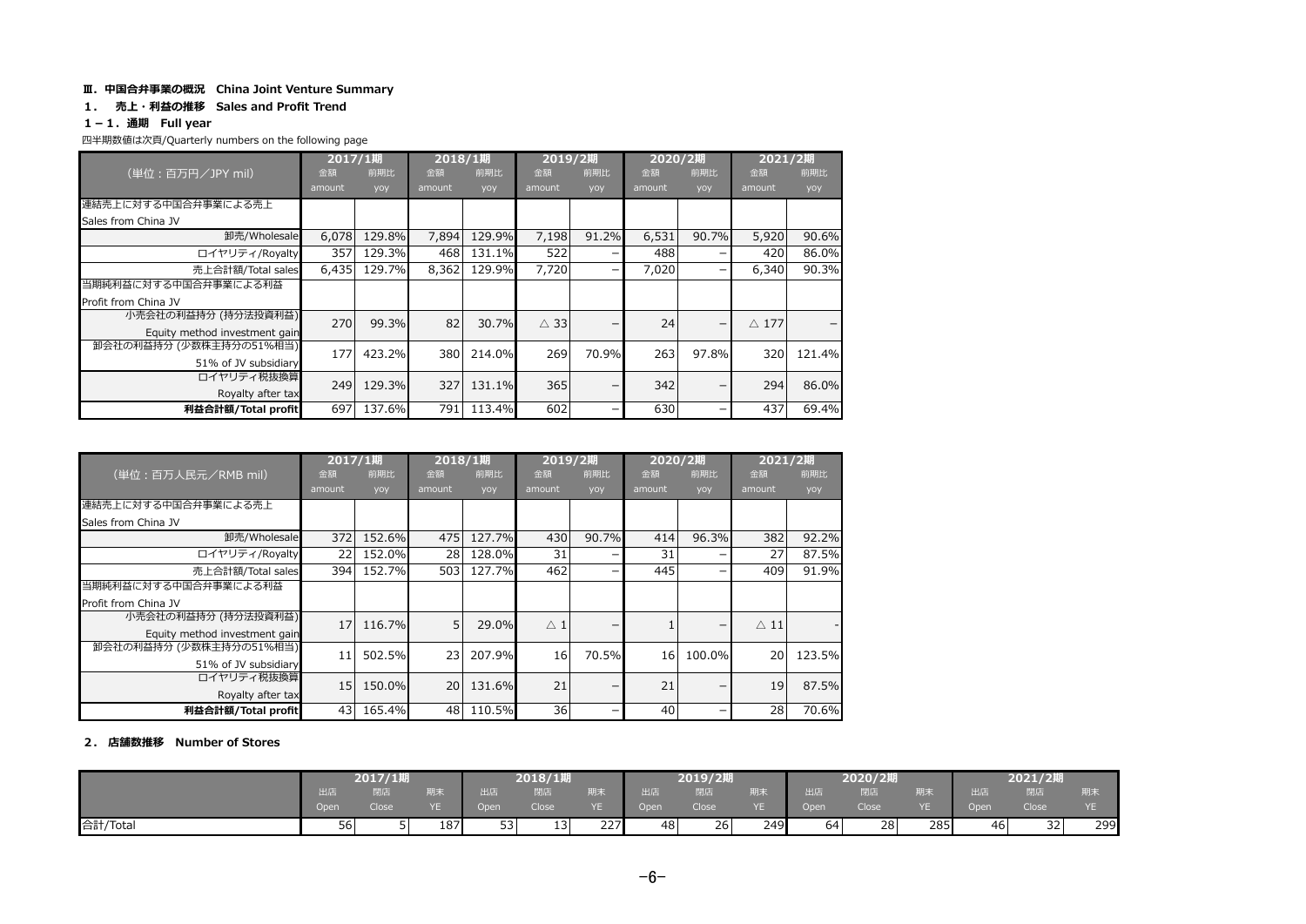### Ⅲ. 中国合弁事業の概況　China Joint Venture Summary

#### 1. 売上・利益の推移　Sales and Profit Trend

##### 1－1. 通期　Full year

四半期数値は次頁/Quarterly numbers on the following page

| (単位：百万円／JPY mil) | 2017/1期 | | 2018/1期 | | 2019/2期 | | 2020/2期 | | 2021/2期 | |
|---|---|---|---|---|---|---|---|---|---|---|
| | 金額 amount | 前期比 yoy | 金額 amount | 前期比 yoy | 金額 amount | 前期比 yoy | 金額 amount | 前期比 yoy | 金額 amount | 前期比 yoy |
| 連結売上に対する中国合弁事業による売上 Sales from China JV | | | | | | | | | | |
| 卸売/Wholesale | 6,078 | 129.8% | 7,894 | 129.9% | 7,198 | 91.2% | 6,531 | 90.7% | 5,920 | 90.6% |
| ロイヤリティ/Royalty | 357 | 129.3% | 468 | 131.1% | 522 | － | 488 | － | 420 | 86.0% |
| 売上合計額/Total sales | 6,435 | 129.7% | 8,362 | 129.9% | 7,720 | － | 7,020 | － | 6,340 | 90.3% |
| 当期純利益に対する中国合弁事業による利益 Profit from China JV | | | | | | | | | | |
| 小売会社の利益持分 (持分法投資利益) Equity method investment gain | 270 | 99.3% | 82 | 30.7% | △ 33 | － | 24 | － | △ 177 | － |
| 卸会社の利益持分 (少数株主持分の51%相当) 51% of JV subsidiary | 177 | 423.2% | 380 | 214.0% | 269 | 70.9% | 263 | 97.8% | 320 | 121.4% |
| ロイヤリティ税抜換算 Royalty after tax | 249 | 129.3% | 327 | 131.1% | 365 | － | 342 | － | 294 | 86.0% |
| **利益合計額/Total profit** | 697 | 137.6% | 791 | 113.4% | 602 | － | 630 | － | 437 | 69.4% |

| (単位：百万人民元／RMB mil) | 2017/1期 | | 2018/1期 | | 2019/2期 | | 2020/2期 | | 2021/2期 | |
|---|---|---|---|---|---|---|---|---|---|---|
| | 金額 amount | 前期比 yoy | 金額 amount | 前期比 yoy | 金額 amount | 前期比 yoy | 金額 amount | 前期比 yoy | 金額 amount | 前期比 yoy |
| 連結売上に対する中国合弁事業による売上 Sales from China JV | | | | | | | | | | |
| 卸売/Wholesale | 372 | 152.6% | 475 | 127.7% | 430 | 90.7% | 414 | 96.3% | 382 | 92.2% |
| ロイヤリティ/Royalty | 22 | 152.0% | 28 | 128.0% | 31 | － | 31 | － | 27 | 87.5% |
| 売上合計額/Total sales | 394 | 152.7% | 503 | 127.7% | 462 | － | 445 | － | 409 | 91.9% |
| 当期純利益に対する中国合弁事業による利益 Profit from China JV | | | | | | | | | | |
| 小売会社の利益持分 (持分法投資利益) Equity method investment gain | 17 | 116.7% | 5 | 29.0% | △ 1 | － | 1 | － | △ 11 | - |
| 卸会社の利益持分 (少数株主持分の51%相当) 51% of JV subsidiary | 11 | 502.5% | 23 | 207.9% | 16 | 70.5% | 16 | 100.0% | 20 | 123.5% |
| ロイヤリティ税抜換算 Royalty after tax | 15 | 150.0% | 20 | 131.6% | 21 | － | 21 | － | 19 | 87.5% |
| **利益合計額/Total profit** | 43 | 165.4% | 48 | 110.5% | 36 | － | 40 | － | 28 | 70.6% |

#### 2. 店舗数推移　Number of Stores

| | 2017/1期 | | | 2018/1期 | | | 2019/2期 | | | 2020/2期 | | | 2021/2期 | | |
|---|---|---|---|---|---|---|---|---|---|---|---|---|---|---|---|
| | 出店 Open | 閉店 Close | 期末 YE | 出店 Open | 閉店 Close | 期末 YE | 出店 Open | 閉店 Close | 期末 YE | 出店 Open | 閉店 Close | 期末 YE | 出店 Open | 閉店 Close | 期末 YE |
| 合計/Total | 56 | 5 | 187 | 53 | 13 | 227 | 48 | 26 | 249 | 64 | 28 | 285 | 46 | 32 | 299 |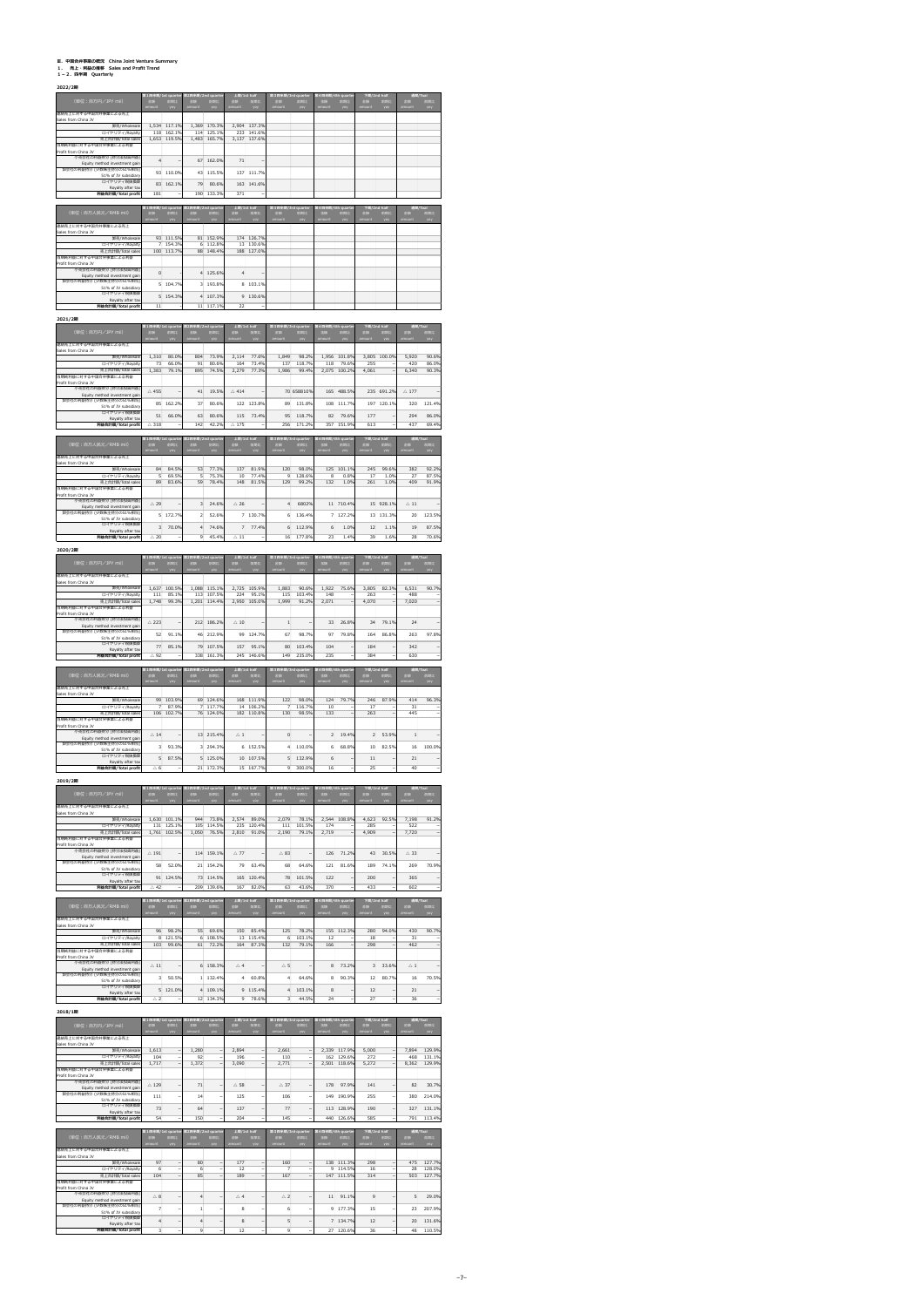# Ⅲ．中国合弁事業の概況　China Joint Venture Summary

## 1．売上・利益の推移　Sales and Profit Trend

### 1－2．四半期　Quarterly

**2022/2期**

| (単位：百万円/JPY mil) | 第1四半期/1st quarter | | 第2四半期/2nd quarter | | 上期/1st half | | 第3四半期/3rd quarter | | 第4四半期/4th quarter | | 下期/2nd half | | 通期/Year | |
|---|---|---|---|---|---|---|---|---|---|---|---|---|---|---|
| | 金額 amount | 前年比 yoy | 金額 amount | 前年比 yoy | 金額 amount | 前年比 yoy | 金額 amount | 前年比 yoy | 金額 amount | 前年比 yoy | 金額 amount | 前年比 yoy | 金額 amount | 前年比 yoy |
| 連結売上に対する中国合弁事業による売上 Sales from China JV | | | | | | | | | | | | | | |
| 卸売/Wholesale | 1,534 | 117.1% | 1,369 | 170.3% | 2,904 | 137.3% | | | | | | | | |
| ロイヤリティ/Royalty | 118 | 162.1% | 114 | 125.1% | 233 | 141.6% | | | | | | | | |
| 売上高計/Total sales | 1,653 | 119.5% | 1,483 | 165.7% | 3,137 | 137.6% | | | | | | | | |
| 連結純利益に対する中国合弁事業による利益 Profit from China JV | | | | | | | | | | | | | | |
| 持分法による投資損益 Equity method investment gain | 4 | – | 67 | 162.0% | 71 | – | | | | | | | | |
| 子会社の利益持分(51%) 51% of JV subsidiary | 93 | 110.0% | 43 | 115.5% | 137 | 111.7% | | | | | | | | |
| ロイヤリティ税後 Royalty after tax | 83 | 162.1% | 79 | 80.6% | 163 | 141.6% | | | | | | | | |
| 利益合計/Total profit | 181 | – | 190 | 133.3% | 371 | – | | | | | | | | |

| (単位：百万人民元/RMB mil) | 第1四半期/1st quarter | | 第2四半期/2nd quarter | | 上期/1st half | | 第3四半期/3rd quarter | | 第4四半期/4th quarter | | 下期/2nd half | | 通期/Year | |
|---|---|---|---|---|---|---|---|---|---|---|---|---|---|---|
| | 金額 amount | 前年比 yoy | 金額 amount | 前年比 yoy | 金額 amount | 前年比 yoy | 金額 amount | 前年比 yoy | 金額 amount | 前年比 yoy | 金額 amount | 前年比 yoy | 金額 amount | 前年比 yoy |
| 連結売上に対する中国合弁事業による売上 Sales from China JV | | | | | | | | | | | | | | |
| 卸売/Wholesale | 93 | 111.5% | 81 | 152.5% | 174 | 126.7% | | | | | | | | |
| ロイヤリティ/Royalty | 7 | 154.3% | 6 | 112.8% | 13 | 130.6% | | | | | | | | |
| 売上高計/Total sales | 100 | 113.7% | 88 | 148.4% | 188 | 127.0% | | | | | | | | |
| 連結純利益に対する中国合弁事業による利益 Profit from China JV | | | | | | | | | | | | | | |
| 持分法による投資損益 Equity method investment gain | 0 | – | 4 | 125.6% | 4 | – | | | | | | | | |
| 子会社の利益持分(51%) 51% of JV subsidiary | 5 | 104.7% | 3 | 193.6% | 8 | 103.1% | | | | | | | | |
| ロイヤリティ税後 Royalty after tax | 5 | 154.3% | 4 | 107.3% | 9 | 130.6% | | | | | | | | |
| 利益合計/Total profit | 11 | – | 11 | 117.1% | 22 | – | | | | | | | | |

**2021/2期**

| (単位：百万円/JPY mil) | 第1四半期/1st quarter | | 第2四半期/2nd quarter | | 上期/1st half | | 第3四半期/3rd quarter | | 第4四半期/4th quarter | | 下期/2nd half | | 通期/Year | |
|---|---|---|---|---|---|---|---|---|---|---|---|---|---|---|
| | 金額 amount | 前年比 yoy | 金額 amount | 前年比 yoy | 金額 amount | 前年比 yoy | 金額 amount | 前年比 yoy | 金額 amount | 前年比 yoy | 金額 amount | 前年比 yoy | 金額 amount | 前年比 yoy |
| 連結売上に対する中国合弁事業による売上 Sales from China JV | | | | | | | | | | | | | | |
| 卸売/Wholesale | 1,310 | 80.0% | 804 | 73.9% | 2,114 | 77.6% | 1,849 | 98.2% | 1,956 | 101.6% | 3,805 | 100.0% | 5,920 | 90.6% |
| ロイヤリティ/Royalty | 73 | 66.0% | 91 | 80.6% | 164 | 73.4% | 137 | 118.7% | 118 | 79.6% | 255 | – | 420 | 86.0% |
| 売上高計/Total sales | 1,383 | 79.1% | 895 | 74.5% | 2,279 | 77.3% | 1,986 | 99.4% | 2,075 | 100.2% | 4,061 | – | 6,340 | 90.3% |
| 連結純利益に対する中国合弁事業による利益 Profit from China JV | | | | | | | | | | | | | | |
| 持分法による投資損益 Equity method investment gain | △455 | – | 41 | 19.5% | △414 | – | 70 | 658810% | 165 | 488.5% | 235 | 691.2% | △177 | – |
| 子会社の利益持分(51%) 51% of JV subsidiary | 85 | 162.2% | 37 | 80.6% | 122 | 123.8% | 89 | 131.8% | 108 | 111.7% | 197 | 120.1% | 320 | 121.4% |
| ロイヤリティ税後 Royalty after tax | 51 | 66.0% | 63 | 80.6% | 115 | 73.4% | 95 | 118.7% | 82 | 79.6% | 177 | – | 294 | 86.0% |
| 利益合計/Total profit | △318 | – | 142 | 42.2% | △175 | – | 256 | 171.2% | 357 | 151.9% | 613 | – | 437 | 69.4% |

| (単位：百万人民元/RMB mil) | 第1四半期/1st quarter | | 第2四半期/2nd quarter | | 上期/1st half | | 第3四半期/3rd quarter | | 第4四半期/4th quarter | | 下期/2nd half | | 通期/Year | |
|---|---|---|---|---|---|---|---|---|---|---|---|---|---|---|
| | 金額 amount | 前年比 yoy | 金額 amount | 前年比 yoy | 金額 amount | 前年比 yoy | 金額 amount | 前年比 yoy | 金額 amount | 前年比 yoy | 金額 amount | 前年比 yoy | 金額 amount | 前年比 yoy |
| 連結売上に対する中国合弁事業による売上 Sales from China JV | | | | | | | | | | | | | | |
| 卸売/Wholesale | 84 | 84.5% | 53 | 77.3% | 137 | 81.9% | 120 | 98.0% | 125 | 101.1% | 245 | 99.6% | 382 | 92.2% |
| ロイヤリティ/Royalty | 5 | 69.5% | 5 | 75.3% | 10 | 77.4% | 9 | 128.6% | 8 | 0.8% | 17 | 1.0% | 27 | 87.5% |
| 売上高計/Total sales | 89 | 83.6% | 59 | 78.4% | 148 | 81.5% | 129 | 99.2% | 132 | 1.0% | 261 | 1.0% | 409 | 91.9% |
| 連結純利益に対する中国合弁事業による利益 Profit from China JV | | | | | | | | | | | | | | |
| 持分法による投資損益 Equity method investment gain | △29 | – | 3 | 24.6% | △26 | – | 4 | 6802% | 11 | 710.4% | 15 | 928.1% | △11 | – |
| 子会社の利益持分(51%) 51% of JV subsidiary | 5 | 172.7% | 2 | 52.6% | 7 | 130.7% | 6 | 136.4% | 7 | 127.2% | 13 | 131.3% | 20 | 123.5% |
| ロイヤリティ税後 Royalty after tax | 3 | 70.0% | 4 | 74.6% | 7 | 77.4% | 6 | 112.9% | 6 | 1.0% | 12 | 1.1% | 19 | 87.5% |
| 利益合計/Total profit | △20 | – | 9 | 45.4% | △11 | – | 16 | 177.8% | 23 | 1.4% | 39 | 1.6% | 28 | 70.6% |

**2020/2期**

| (単位：百万円/JPY mil) | 第1四半期/1st quarter | | 第2四半期/2nd quarter | | 上期/1st half | | 第3四半期/3rd quarter | | 第4四半期/4th quarter | | 下期/2nd half | | 通期/Year | |
|---|---|---|---|---|---|---|---|---|---|---|---|---|---|---|
| | 金額 amount | 前年比 yoy | 金額 amount | 前年比 yoy | 金額 amount | 前年比 yoy | 金額 amount | 前年比 yoy | 金額 amount | 前年比 yoy | 金額 amount | 前年比 yoy | 金額 amount | 前年比 yoy |
| 連結売上に対する中国合弁事業による売上 Sales from China JV | | | | | | | | | | | | | | |
| 卸売/Wholesale | 1,637 | 100.5% | 1,088 | 115.1% | 2,725 | 105.9% | 1,883 | 90.6% | 1,922 | 75.6% | 3,805 | 82.1% | 6,531 | 90.7% |
| ロイヤリティ/Royalty | 111 | 85.1% | 113 | 107.5% | 224 | 95.1% | 115 | 103.4% | 148 | – | 263 | – | 488 | – |
| 売上高計/Total sales | 1,748 | 99.3% | 1,201 | 114.4% | 2,950 | 105.0% | 1,999 | 91.2% | 2,071 | – | 4,070 | – | 7,020 | – |
| 連結純利益に対する中国合弁事業による利益 Profit from China JV | | | | | | | | | | | | | | |
| 持分法による投資損益 Equity method investment gain | △223 | – | 212 | 186.2% | △10 | – | 1 | – | 33 | 26.8% | 34 | 79.1% | 24 | – |
| 子会社の利益持分(51%) 51% of JV subsidiary | 52 | 91.1% | 46 | 212.9% | 99 | 124.7% | 67 | 98.7% | 97 | 79.8% | 164 | 86.8% | 263 | 97.8% |
| ロイヤリティ税後 Royalty after tax | 77 | 85.1% | 79 | 107.5% | 157 | 95.1% | 80 | 103.4% | 104 | – | 184 | – | 342 | – |
| 利益合計/Total profit | △92 | – | 338 | 161.3% | 245 | 146.6% | 149 | 235.0% | 235 | – | 384 | – | 630 | – |

| (単位：百万人民元/RMB mil) | 第1四半期/1st quarter | | 第2四半期/2nd quarter | | 上期/1st half | | 第3四半期/3rd quarter | | 第4四半期/4th quarter | | 下期/2nd half | | 通期/Year | |
|---|---|---|---|---|---|---|---|---|---|---|---|---|---|---|
| | 金額 amount | 前年比 yoy | 金額 amount | 前年比 yoy | 金額 amount | 前年比 yoy | 金額 amount | 前年比 yoy | 金額 amount | 前年比 yoy | 金額 amount | 前年比 yoy | 金額 amount | 前年比 yoy |
| 連結売上に対する中国合弁事業による売上 Sales from China JV | | | | | | | | | | | | | | |
| 卸売/Wholesale | 99 | 103.9% | 69 | 124.6% | 168 | 111.9% | 122 | 98.0% | 124 | 79.7% | 246 | 87.9% | 414 | 96.3% |
| ロイヤリティ/Royalty | 7 | 87.9% | 7 | 117.7% | 14 | 106.2% | 7 | 116.7% | 10 | – | 17 | – | 31 | – |
| 売上高計/Total sales | 106 | 102.7% | 76 | 124.0% | 182 | 110.8% | 130 | 98.5% | 133 | – | 263 | – | 445 | – |
| 連結純利益に対する中国合弁事業による利益 Profit from China JV | | | | | | | | | | | | | | |
| 持分法による投資損益 Equity method investment gain | △14 | – | 13 | 215.4% | △1 | – | 0 | – | 2 | 19.4% | 2 | 53.9% | 1 | – |
| 子会社の利益持分(51%) 51% of JV subsidiary | 3 | 93.3% | 3 | 294.1% | 6 | 152.5% | 4 | 110.0% | 6 | 68.8% | 10 | 82.5% | 16 | 100.0% |
| ロイヤリティ税後 Royalty after tax | 5 | 87.5% | 5 | 125.0% | 10 | 107.5% | 5 | 132.9% | 6 | – | 11 | – | 21 | – |
| 利益合計/Total profit | △6 | – | 21 | 172.3% | 15 | 167.7% | 9 | 300.0% | 16 | – | 25 | – | 40 | – |

**2019/2期**

| (単位：百万円/JPY mil) | 第1四半期/1st quarter | | 第2四半期/2nd quarter | | 上期/1st half | | 第3四半期/3rd quarter | | 第4四半期/4th quarter | | 下期/2nd half | | 通期/Year | |
|---|---|---|---|---|---|---|---|---|---|---|---|---|---|---|
| | 金額 amount | 前年比 yoy | 金額 amount | 前年比 yoy | 金額 amount | 前年比 yoy | 金額 amount | 前年比 yoy | 金額 amount | 前年比 yoy | 金額 amount | 前年比 yoy | 金額 amount | 前年比 yoy |
| 連結売上に対する中国合弁事業による売上 Sales from China JV | | | | | | | | | | | | | | |
| 卸売/Wholesale | 1,630 | 101.1% | 944 | 73.8% | 2,574 | 89.0% | 2,079 | 78.1% | 2,544 | 108.8% | 4,623 | 92.5% | 7,198 | 91.2% |
| ロイヤリティ/Royalty | 131 | 125.1% | 105 | 114.5% | 235 | 120.4% | 111 | 101.5% | 174 | – | 285 | – | 522 | – |
| 売上高計/Total sales | 1,761 | 102.5% | 1,050 | 76.5% | 2,810 | 91.0% | 2,190 | 79.1% | 2,719 | – | 4,909 | – | 7,720 | – |
| 連結純利益に対する中国合弁事業による利益 Profit from China JV | | | | | | | | | | | | | | |
| 持分法による投資損益 Equity method investment gain | △191 | – | 114 | 159.1% | △77 | – | △83 | – | 126 | 71.2% | 43 | 30.5% | △33 | – |
| 子会社の利益持分(51%) 51% of JV subsidiary | 58 | 52.0% | 21 | 154.2% | 79 | 63.4% | 68 | 64.6% | 121 | 81.6% | 189 | 74.1% | 269 | 70.9% |
| ロイヤリティ税後 Royalty after tax | 91 | 124.5% | 73 | 114.5% | 165 | 120.4% | 78 | 101.5% | 122 | – | 200 | – | 365 | – |
| 利益合計/Total profit | △42 | – | 209 | 139.6% | 167 | 82.0% | 63 | 43.6% | 370 | – | 433 | – | 602 | – |

| (単位：百万人民元/RMB mil) | 第1四半期/1st quarter | | 第2四半期/2nd quarter | | 上期/1st half | | 第3四半期/3rd quarter | | 第4四半期/4th quarter | | 下期/2nd half | | 通期/Year | |
|---|---|---|---|---|---|---|---|---|---|---|---|---|---|---|
| | 金額 amount | 前年比 yoy | 金額 amount | 前年比 yoy | 金額 amount | 前年比 yoy | 金額 amount | 前年比 yoy | 金額 amount | 前年比 yoy | 金額 amount | 前年比 yoy | 金額 amount | 前年比 yoy |
| 連結売上に対する中国合弁事業による売上 Sales from China JV | | | | | | | | | | | | | | |
| 卸売/Wholesale | 96 | 98.2% | 55 | 69.6% | 150 | 85.4% | 125 | 78.2% | 155 | 112.3% | 280 | 94.0% | 430 | 90.7% |
| ロイヤリティ/Royalty | 8 | 121.5% | 6 | 108.5% | 13 | 115.4% | 6 | 103.1% | 12 | – | 18 | – | 31 | – |
| 売上高計/Total sales | 103 | 99.6% | 61 | 72.2% | 164 | 87.3% | 132 | 79.1% | 166 | – | 298 | – | 462 | – |
| 連結純利益に対する中国合弁事業による利益 Profit from China JV | | | | | | | | | | | | | | |
| 持分法による投資損益 Equity method investment gain | △11 | – | 6 | 158.3% | △4 | – | △5 | – | 8 | 73.2% | 3 | 33.6% | △1 | – |
| 子会社の利益持分(51%) 51% of JV subsidiary | 3 | 50.5% | 1 | 132.4% | 4 | 60.8% | 4 | 64.6% | 8 | 90.3% | 12 | 80.7% | 16 | 70.5% |
| ロイヤリティ税後 Royalty after tax | 5 | 121.0% | 4 | 109.1% | 9 | 115.4% | 4 | 103.1% | 8 | – | 12 | – | 21 | – |
| 利益合計/Total profit | △2 | – | 12 | 134.3% | 9 | 78.6% | 3 | 44.5% | 24 | – | 27 | – | 36 | – |

**2018/1期**

| (単位：百万円/JPY mil) | 第1四半期/1st quarter | | 第2四半期/2nd quarter | | 上期/1st half | | 第3四半期/3rd quarter | | 第4四半期/4th quarter | | 下期/2nd half | | 通期/Year | |
|---|---|---|---|---|---|---|---|---|---|---|---|---|---|---|
| | 金額 amount | 前年比 yoy | 金額 amount | 前年比 yoy | 金額 amount | 前年比 yoy | 金額 amount | 前年比 yoy | 金額 amount | 前年比 yoy | 金額 amount | 前年比 yoy | 金額 amount | 前年比 yoy |
| 連結売上に対する中国合弁事業による売上 Sales from China JV | | | | | | | | | | | | | | |
| 卸売/Wholesale | 1,613 | – | 1,280 | – | 2,894 | – | 2,661 | – | 2,339 | 117.9% | 5,000 | – | 7,894 | 129.9% |
| ロイヤリティ/Royalty | 104 | – | 92 | – | 196 | – | 110 | – | 162 | 129.6% | 272 | – | 468 | 131.1% |
| 売上高計/Total sales | 1,717 | – | 1,372 | – | 3,090 | – | 2,771 | – | 2,501 | 118.6% | 5,272 | – | 8,362 | 129.9% |
| 連結純利益に対する中国合弁事業による利益 Profit from China JV | | | | | | | | | | | | | | |
| 持分法による投資損益 Equity method investment gain | △129 | – | 71 | – | △58 | – | △37 | – | 178 | 97.9% | 141 | – | 82 | 30.7% |
| 子会社の利益持分(51%) 51% of JV subsidiary | 111 | – | 14 | – | 125 | – | 106 | – | 149 | 190.9% | 255 | – | 380 | 214.0% |
| ロイヤリティ税後 Royalty after tax | 73 | – | 64 | – | 137 | – | 77 | – | 113 | 128.9% | 190 | – | 327 | 131.1% |
| 利益合計/Total profit | 54 | – | 150 | – | 204 | – | 145 | – | 440 | 126.6% | 585 | – | 791 | 113.4% |

| (単位：百万人民元/RMB mil) | 第1四半期/1st quarter | | 第2四半期/2nd quarter | | 上期/1st half | | 第3四半期/3rd quarter | | 第4四半期/4th quarter | | 下期/2nd half | | 通期/Year | |
|---|---|---|---|---|---|---|---|---|---|---|---|---|---|---|
| | 金額 amount | 前年比 yoy | 金額 amount | 前年比 yoy | 金額 amount | 前年比 yoy | 金額 amount | 前年比 yoy | 金額 amount | 前年比 yoy | 金額 amount | 前年比 yoy | 金額 amount | 前年比 yoy |
| 連結売上に対する中国合弁事業による売上 Sales from China JV | | | | | | | | | | | | | | |
| 卸売/Wholesale | 97 | – | 80 | – | 177 | – | 160 | – | 138 | 111.3% | 298 | – | 475 | 127.7% |
| ロイヤリティ/Royalty | 6 | – | 6 | – | 12 | – | 7 | – | 9 | 128.0% | 16 | – | 28 | 128.0% |
| 売上高計/Total sales | 104 | – | 85 | – | 189 | – | 167 | – | 147 | 111.5% | 314 | – | 503 | 127.7% |
| 連結純利益に対する中国合弁事業による利益 Profit from China JV | | | | | | | | | | | | | | |
| 持分法による投資損益 Equity method investment gain | △8 | – | 4 | – | △4 | – | △2 | – | 11 | 91.1% | 9 | – | 5 | 29.0% |
| 子会社の利益持分(51%) 51% of JV subsidiary | 7 | – | 1 | – | 8 | – | 6 | – | 9 | 177.3% | 15 | – | 23 | 207.9% |
| ロイヤリティ税後 Royalty after tax | 4 | – | 4 | – | 8 | – | 5 | – | 7 | 134.7% | 12 | – | 20 | 131.6% |
| 利益合計/Total profit | 3 | – | 9 | – | 12 | – | 9 | – | 27 | 120.6% | 36 | – | 48 | 110.5% |